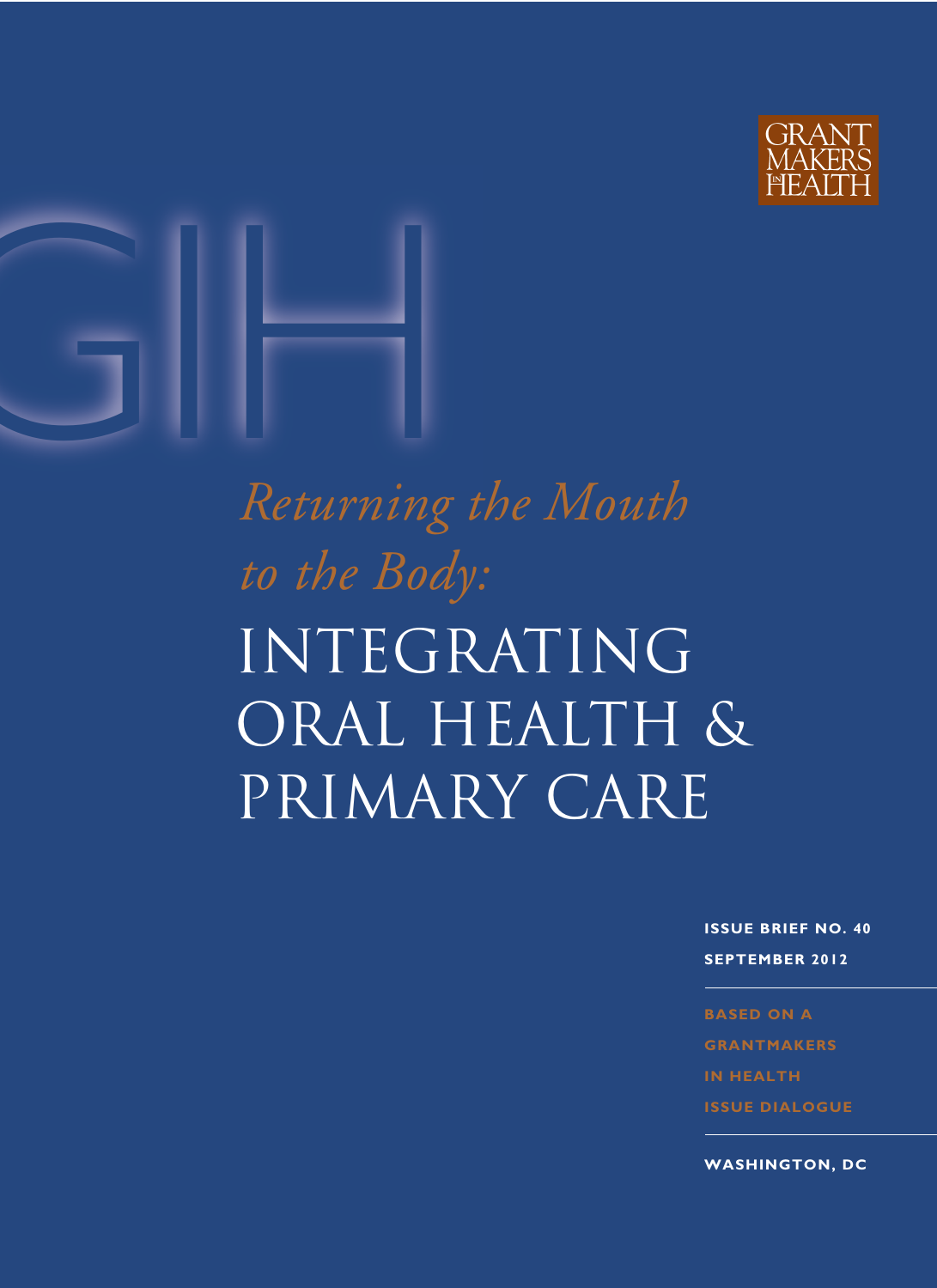GRANT MAKERS IN HEALTH

GIH

# *Returning the Mouth to the Body:* INTEGRATING ORAL HEALTH & PRIMARY CARE

**ISSUE BRIEF NO. 40**

**SEPTEMBER 2012**

**BASED ON A GRANTMAKERS IN HEALTH ISSUE DIALOGUE**

**WASHINGTON, DC**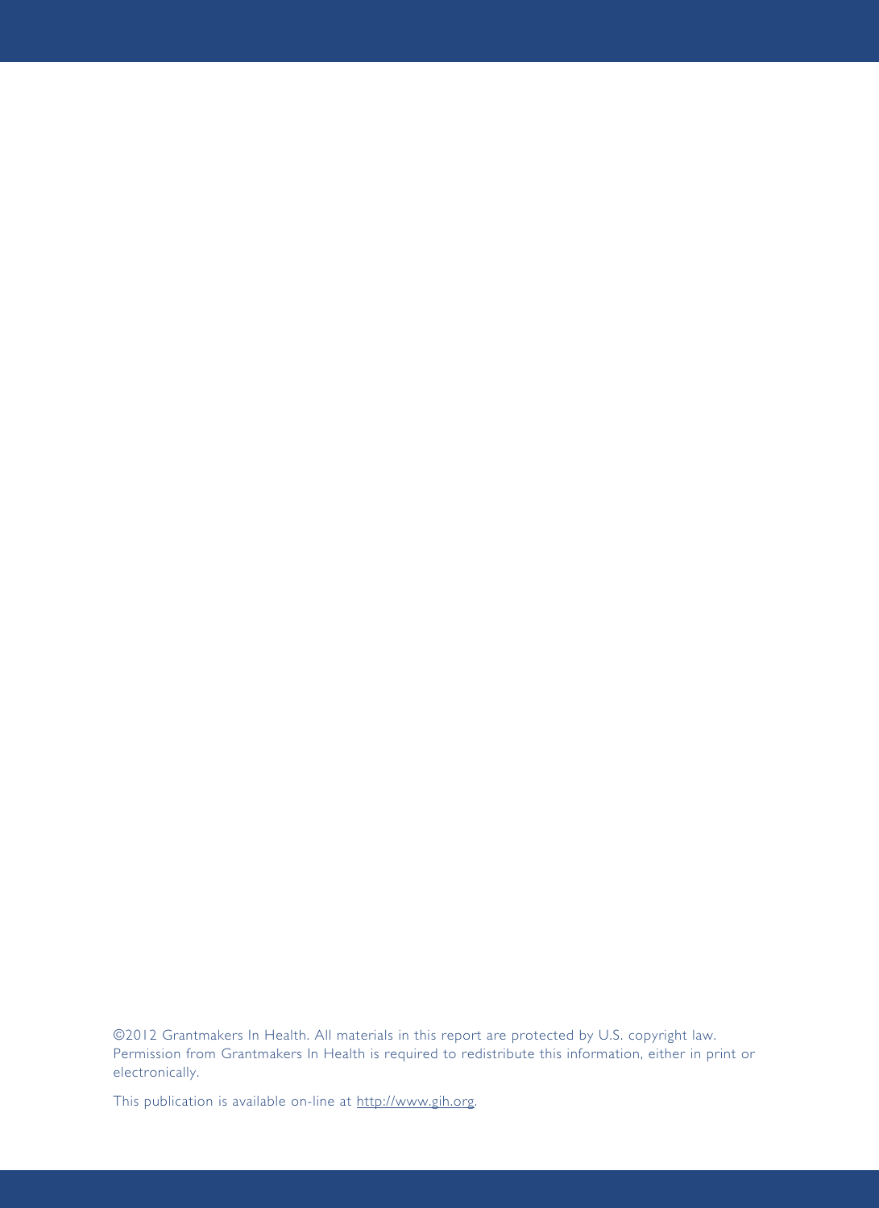©2012 Grantmakers In Health. All materials in this report are protected by U.S. copyright law. Permission from Grantmakers In Health is required to redistribute this information, either in print or electronically.

This publication is available on-line at http://www.gih.org.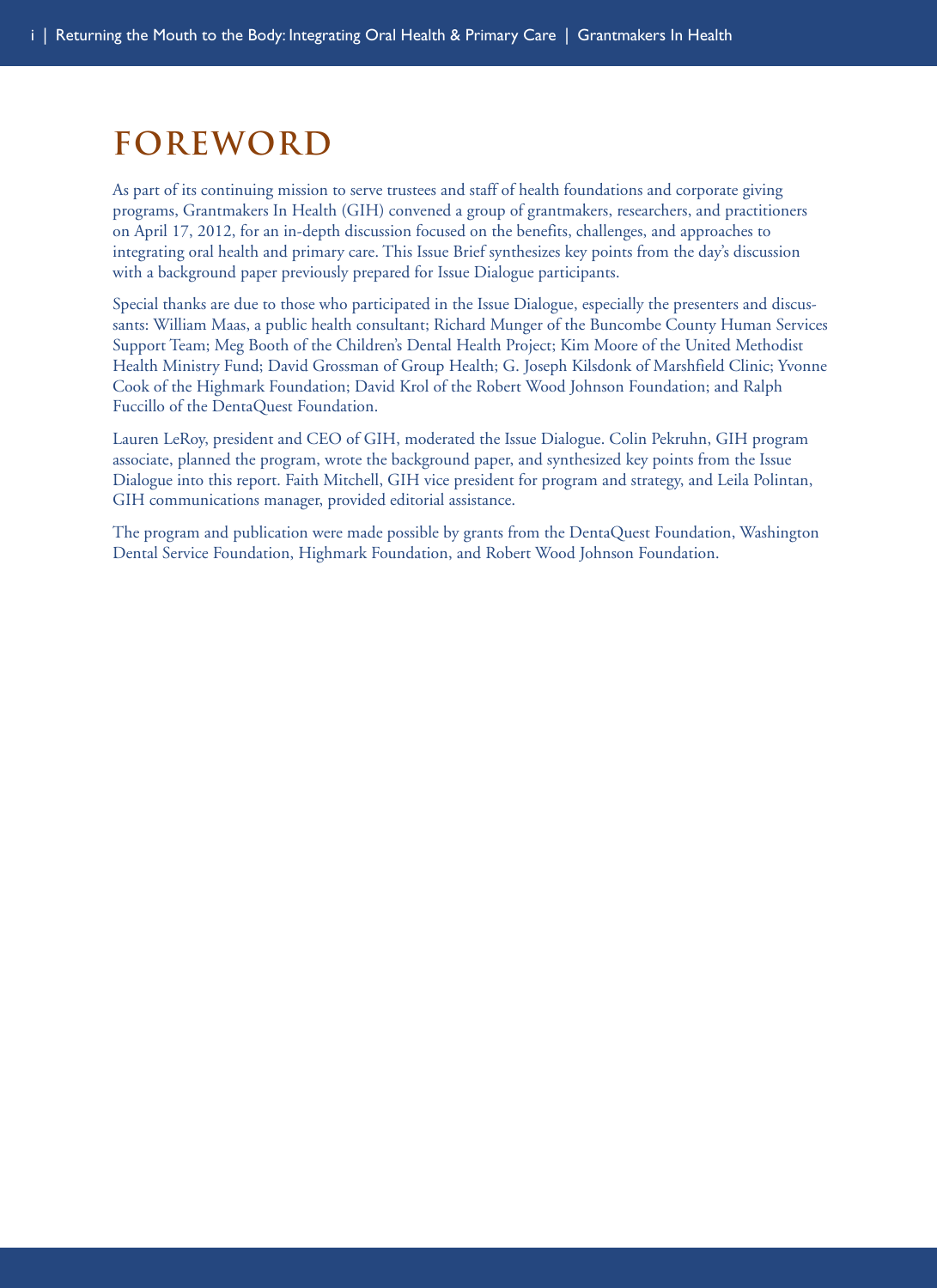# FOREWORD

As part of its continuing mission to serve trustees and staff of health foundations and corporate giving programs, Grantmakers In Health (GIH) convened a group of grantmakers, researchers, and practitioners on April 17, 2012, for an in-depth discussion focused on the benefits, challenges, and approaches to integrating oral health and primary care. This Issue Brief synthesizes key points from the day's discussion with a background paper previously prepared for Issue Dialogue participants.

Special thanks are due to those who participated in the Issue Dialogue, especially the presenters and discussants: William Maas, a public health consultant; Richard Munger of the Buncombe County Human Services Support Team; Meg Booth of the Children's Dental Health Project; Kim Moore of the United Methodist Health Ministry Fund; David Grossman of Group Health; G. Joseph Kilsdonk of Marshfield Clinic; Yvonne Cook of the Highmark Foundation; David Krol of the Robert Wood Johnson Foundation; and Ralph Fuccillo of the DentaQuest Foundation.

Lauren LeRoy, president and CEO of GIH, moderated the Issue Dialogue. Colin Pekruhn, GIH program associate, planned the program, wrote the background paper, and synthesized key points from the Issue Dialogue into this report. Faith Mitchell, GIH vice president for program and strategy, and Leila Polintan, GIH communications manager, provided editorial assistance.

The program and publication were made possible by grants from the DentaQuest Foundation, Washington Dental Service Foundation, Highmark Foundation, and Robert Wood Johnson Foundation.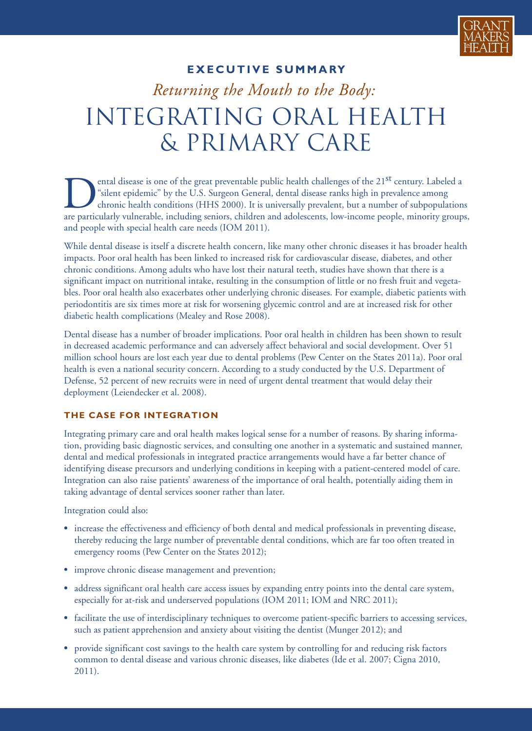# EXECUTIVE SUMMARY

## *Returning the Mouth to the Body:* INTEGRATING ORAL HEALTH & PRIMARY CARE

Dental disease is one of the great preventable public health challenges of the 21st century. Labeled a "silent epidemic" by the U.S. Surgeon General, dental disease ranks high in prevalence among chronic health conditions (HHS 2000). It is universally prevalent, but a number of subpopulations are particularly vulnerable, including seniors, children and adolescents, low-income people, minority groups, and people with special health care needs (IOM 2011).

While dental disease is itself a discrete health concern, like many other chronic diseases it has broader health impacts. Poor oral health has been linked to increased risk for cardiovascular disease, diabetes, and other chronic conditions. Among adults who have lost their natural teeth, studies have shown that there is a significant impact on nutritional intake, resulting in the consumption of little or no fresh fruit and vegetables. Poor oral health also exacerbates other underlying chronic diseases. For example, diabetic patients with periodontitis are six times more at risk for worsening glycemic control and are at increased risk for other diabetic health complications (Mealey and Rose 2008).

Dental disease has a number of broader implications. Poor oral health in children has been shown to result in decreased academic performance and can adversely affect behavioral and social development. Over 51 million school hours are lost each year due to dental problems (Pew Center on the States 2011a). Poor oral health is even a national security concern. According to a study conducted by the U.S. Department of Defense, 52 percent of new recruits were in need of urgent dental treatment that would delay their deployment (Leiendecker et al. 2008).

### THE CASE FOR INTEGRATION

Integrating primary care and oral health makes logical sense for a number of reasons. By sharing information, providing basic diagnostic services, and consulting one another in a systematic and sustained manner, dental and medical professionals in integrated practice arrangements would have a far better chance of identifying disease precursors and underlying conditions in keeping with a patient-centered model of care. Integration can also raise patients' awareness of the importance of oral health, potentially aiding them in taking advantage of dental services sooner rather than later.

Integration could also:

- increase the effectiveness and efficiency of both dental and medical professionals in preventing disease, thereby reducing the large number of preventable dental conditions, which are far too often treated in emergency rooms (Pew Center on the States 2012);
- improve chronic disease management and prevention;
- address significant oral health care access issues by expanding entry points into the dental care system, especially for at-risk and underserved populations (IOM 2011; IOM and NRC 2011);
- facilitate the use of interdisciplinary techniques to overcome patient-specific barriers to accessing services, such as patient apprehension and anxiety about visiting the dentist (Munger 2012); and
- provide significant cost savings to the health care system by controlling for and reducing risk factors common to dental disease and various chronic diseases, like diabetes (Ide et al. 2007; Cigna 2010, 2011).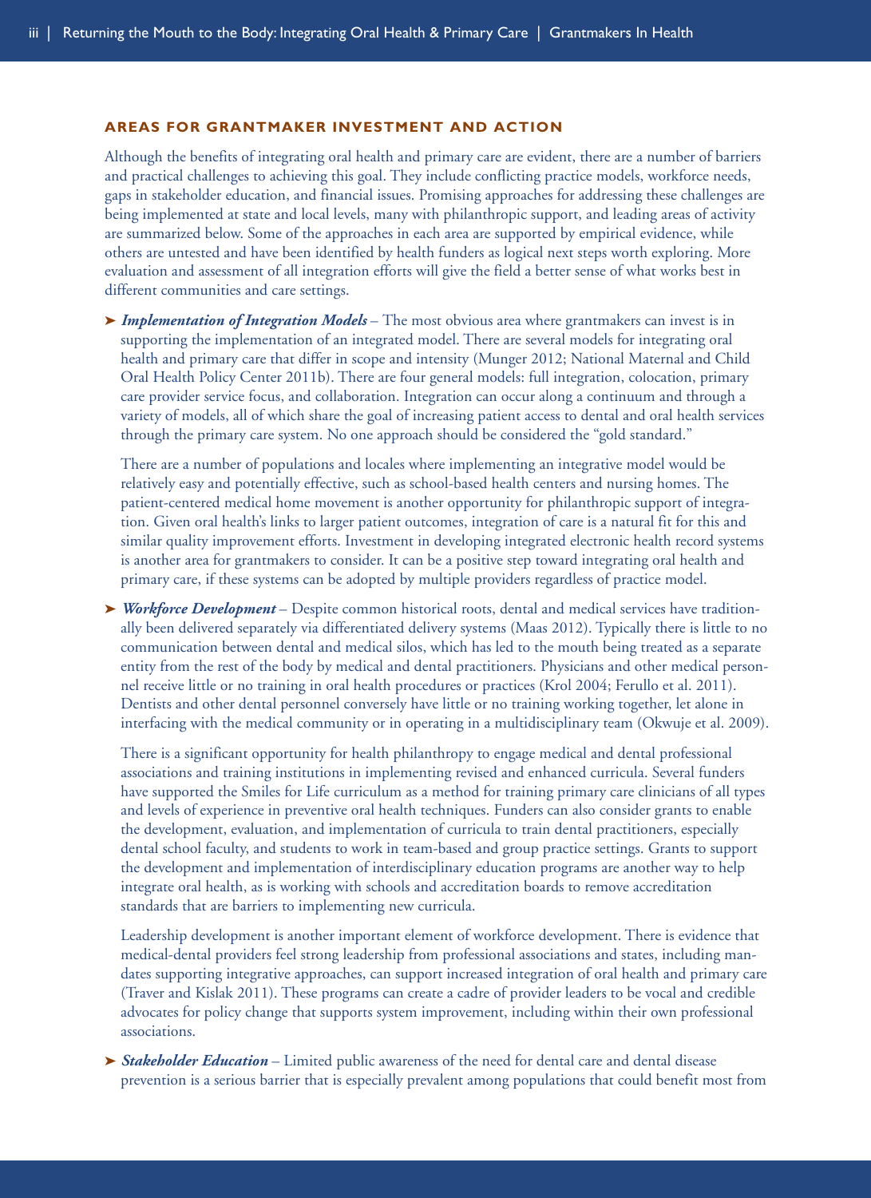## AREAS FOR GRANTMAKER INVESTMENT AND ACTION

Although the benefits of integrating oral health and primary care are evident, there are a number of barriers and practical challenges to achieving this goal. They include conflicting practice models, workforce needs, gaps in stakeholder education, and financial issues. Promising approaches for addressing these challenges are being implemented at state and local levels, many with philanthropic support, and leading areas of activity are summarized below. Some of the approaches in each area are supported by empirical evidence, while others are untested and have been identified by health funders as logical next steps worth exploring. More evaluation and assessment of all integration efforts will give the field a better sense of what works best in different communities and care settings.

➤ ***Implementation of Integration Models*** – The most obvious area where grantmakers can invest is in supporting the implementation of an integrated model. There are several models for integrating oral health and primary care that differ in scope and intensity (Munger 2012; National Maternal and Child Oral Health Policy Center 2011b). There are four general models: full integration, colocation, primary care provider service focus, and collaboration. Integration can occur along a continuum and through a variety of models, all of which share the goal of increasing patient access to dental and oral health services through the primary care system. No one approach should be considered the "gold standard."

There are a number of populations and locales where implementing an integrative model would be relatively easy and potentially effective, such as school-based health centers and nursing homes. The patient-centered medical home movement is another opportunity for philanthropic support of integration. Given oral health's links to larger patient outcomes, integration of care is a natural fit for this and similar quality improvement efforts. Investment in developing integrated electronic health record systems is another area for grantmakers to consider. It can be a positive step toward integrating oral health and primary care, if these systems can be adopted by multiple providers regardless of practice model.

➤ ***Workforce Development*** – Despite common historical roots, dental and medical services have traditionally been delivered separately via differentiated delivery systems (Maas 2012). Typically there is little to no communication between dental and medical silos, which has led to the mouth being treated as a separate entity from the rest of the body by medical and dental practitioners. Physicians and other medical personnel receive little or no training in oral health procedures or practices (Krol 2004; Ferullo et al. 2011). Dentists and other dental personnel conversely have little or no training working together, let alone in interfacing with the medical community or in operating in a multidisciplinary team (Okwuje et al. 2009).

There is a significant opportunity for health philanthropy to engage medical and dental professional associations and training institutions in implementing revised and enhanced curricula. Several funders have supported the Smiles for Life curriculum as a method for training primary care clinicians of all types and levels of experience in preventive oral health techniques. Funders can also consider grants to enable the development, evaluation, and implementation of curricula to train dental practitioners, especially dental school faculty, and students to work in team-based and group practice settings. Grants to support the development and implementation of interdisciplinary education programs are another way to help integrate oral health, as is working with schools and accreditation boards to remove accreditation standards that are barriers to implementing new curricula.

Leadership development is another important element of workforce development. There is evidence that medical-dental providers feel strong leadership from professional associations and states, including mandates supporting integrative approaches, can support increased integration of oral health and primary care (Traver and Kislak 2011). These programs can create a cadre of provider leaders to be vocal and credible advocates for policy change that supports system improvement, including within their own professional associations.

➤ ***Stakeholder Education*** – Limited public awareness of the need for dental care and dental disease prevention is a serious barrier that is especially prevalent among populations that could benefit most from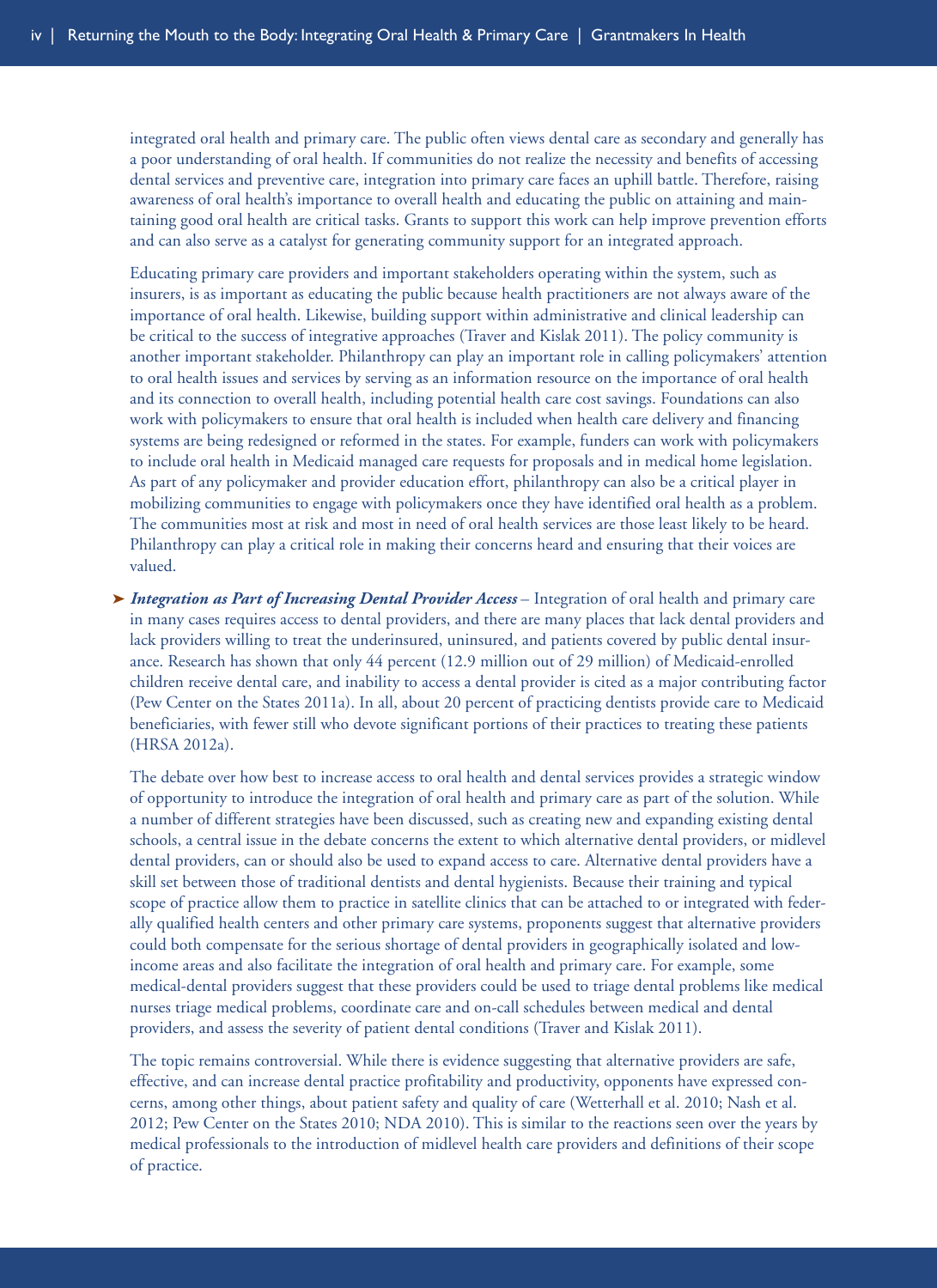integrated oral health and primary care. The public often views dental care as secondary and generally has a poor understanding of oral health. If communities do not realize the necessity and benefits of accessing dental services and preventive care, integration into primary care faces an uphill battle. Therefore, raising awareness of oral health's importance to overall health and educating the public on attaining and maintaining good oral health are critical tasks. Grants to support this work can help improve prevention efforts and can also serve as a catalyst for generating community support for an integrated approach.

Educating primary care providers and important stakeholders operating within the system, such as insurers, is as important as educating the public because health practitioners are not always aware of the importance of oral health. Likewise, building support within administrative and clinical leadership can be critical to the success of integrative approaches (Traver and Kislak 2011). The policy community is another important stakeholder. Philanthropy can play an important role in calling policymakers' attention to oral health issues and services by serving as an information resource on the importance of oral health and its connection to overall health, including potential health care cost savings. Foundations can also work with policymakers to ensure that oral health is included when health care delivery and financing systems are being redesigned or reformed in the states. For example, funders can work with policymakers to include oral health in Medicaid managed care requests for proposals and in medical home legislation. As part of any policymaker and provider education effort, philanthropy can also be a critical player in mobilizing communities to engage with policymakers once they have identified oral health as a problem. The communities most at risk and most in need of oral health services are those least likely to be heard. Philanthropy can play a critical role in making their concerns heard and ensuring that their voices are valued.

- ***Integration as Part of Increasing Dental Provider Access*** – Integration of oral health and primary care in many cases requires access to dental providers, and there are many places that lack dental providers and lack providers willing to treat the underinsured, uninsured, and patients covered by public dental insurance. Research has shown that only 44 percent (12.9 million out of 29 million) of Medicaid-enrolled children receive dental care, and inability to access a dental provider is cited as a major contributing factor (Pew Center on the States 2011a). In all, about 20 percent of practicing dentists provide care to Medicaid beneficiaries, with fewer still who devote significant portions of their practices to treating these patients (HRSA 2012a).

The debate over how best to increase access to oral health and dental services provides a strategic window of opportunity to introduce the integration of oral health and primary care as part of the solution. While a number of different strategies have been discussed, such as creating new and expanding existing dental schools, a central issue in the debate concerns the extent to which alternative dental providers, or midlevel dental providers, can or should also be used to expand access to care. Alternative dental providers have a skill set between those of traditional dentists and dental hygienists. Because their training and typical scope of practice allow them to practice in satellite clinics that can be attached to or integrated with federally qualified health centers and other primary care systems, proponents suggest that alternative providers could both compensate for the serious shortage of dental providers in geographically isolated and low-income areas and also facilitate the integration of oral health and primary care. For example, some medical-dental providers suggest that these providers could be used to triage dental problems like medical nurses triage medical problems, coordinate care and on-call schedules between medical and dental providers, and assess the severity of patient dental conditions (Traver and Kislak 2011).

The topic remains controversial. While there is evidence suggesting that alternative providers are safe, effective, and can increase dental practice profitability and productivity, opponents have expressed concerns, among other things, about patient safety and quality of care (Wetterhall et al. 2010; Nash et al. 2012; Pew Center on the States 2010; NDA 2010). This is similar to the reactions seen over the years by medical professionals to the introduction of midlevel health care providers and definitions of their scope of practice.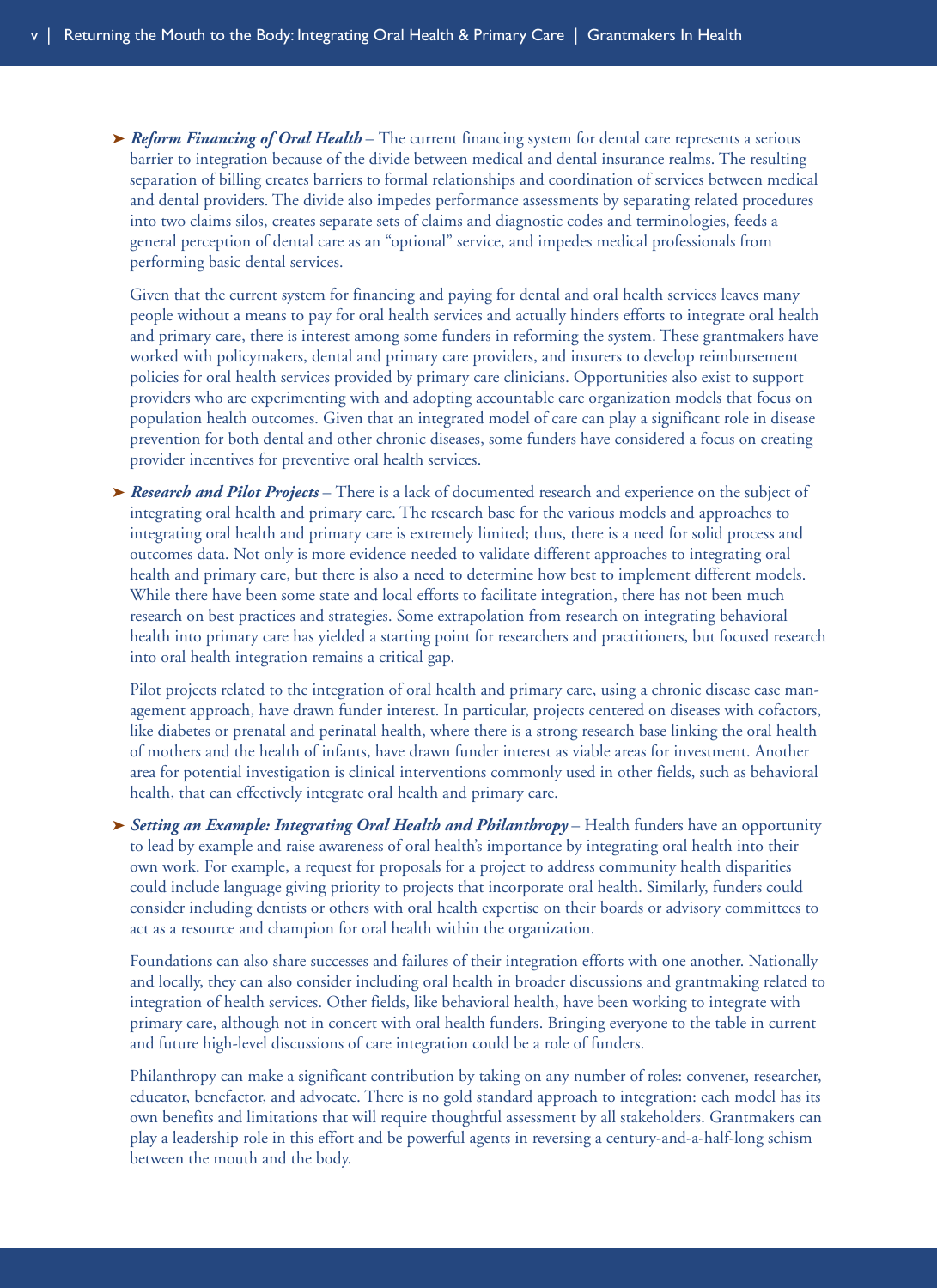➤ ***Reform Financing of Oral Health*** – The current financing system for dental care represents a serious barrier to integration because of the divide between medical and dental insurance realms. The resulting separation of billing creates barriers to formal relationships and coordination of services between medical and dental providers. The divide also impedes performance assessments by separating related procedures into two claims silos, creates separate sets of claims and diagnostic codes and terminologies, feeds a general perception of dental care as an "optional" service, and impedes medical professionals from performing basic dental services.

Given that the current system for financing and paying for dental and oral health services leaves many people without a means to pay for oral health services and actually hinders efforts to integrate oral health and primary care, there is interest among some funders in reforming the system. These grantmakers have worked with policymakers, dental and primary care providers, and insurers to develop reimbursement policies for oral health services provided by primary care clinicians. Opportunities also exist to support providers who are experimenting with and adopting accountable care organization models that focus on population health outcomes. Given that an integrated model of care can play a significant role in disease prevention for both dental and other chronic diseases, some funders have considered a focus on creating provider incentives for preventive oral health services.

➤ ***Research and Pilot Projects*** – There is a lack of documented research and experience on the subject of integrating oral health and primary care. The research base for the various models and approaches to integrating oral health and primary care is extremely limited; thus, there is a need for solid process and outcomes data. Not only is more evidence needed to validate different approaches to integrating oral health and primary care, but there is also a need to determine how best to implement different models. While there have been some state and local efforts to facilitate integration, there has not been much research on best practices and strategies. Some extrapolation from research on integrating behavioral health into primary care has yielded a starting point for researchers and practitioners, but focused research into oral health integration remains a critical gap.

Pilot projects related to the integration of oral health and primary care, using a chronic disease case management approach, have drawn funder interest. In particular, projects centered on diseases with cofactors, like diabetes or prenatal and perinatal health, where there is a strong research base linking the oral health of mothers and the health of infants, have drawn funder interest as viable areas for investment. Another area for potential investigation is clinical interventions commonly used in other fields, such as behavioral health, that can effectively integrate oral health and primary care.

➤ ***Setting an Example: Integrating Oral Health and Philanthropy*** – Health funders have an opportunity to lead by example and raise awareness of oral health's importance by integrating oral health into their own work. For example, a request for proposals for a project to address community health disparities could include language giving priority to projects that incorporate oral health. Similarly, funders could consider including dentists or others with oral health expertise on their boards or advisory committees to act as a resource and champion for oral health within the organization.

Foundations can also share successes and failures of their integration efforts with one another. Nationally and locally, they can also consider including oral health in broader discussions and grantmaking related to integration of health services. Other fields, like behavioral health, have been working to integrate with primary care, although not in concert with oral health funders. Bringing everyone to the table in current and future high-level discussions of care integration could be a role of funders.

Philanthropy can make a significant contribution by taking on any number of roles: convener, researcher, educator, benefactor, and advocate. There is no gold standard approach to integration: each model has its own benefits and limitations that will require thoughtful assessment by all stakeholders. Grantmakers can play a leadership role in this effort and be powerful agents in reversing a century-and-a-half-long schism between the mouth and the body.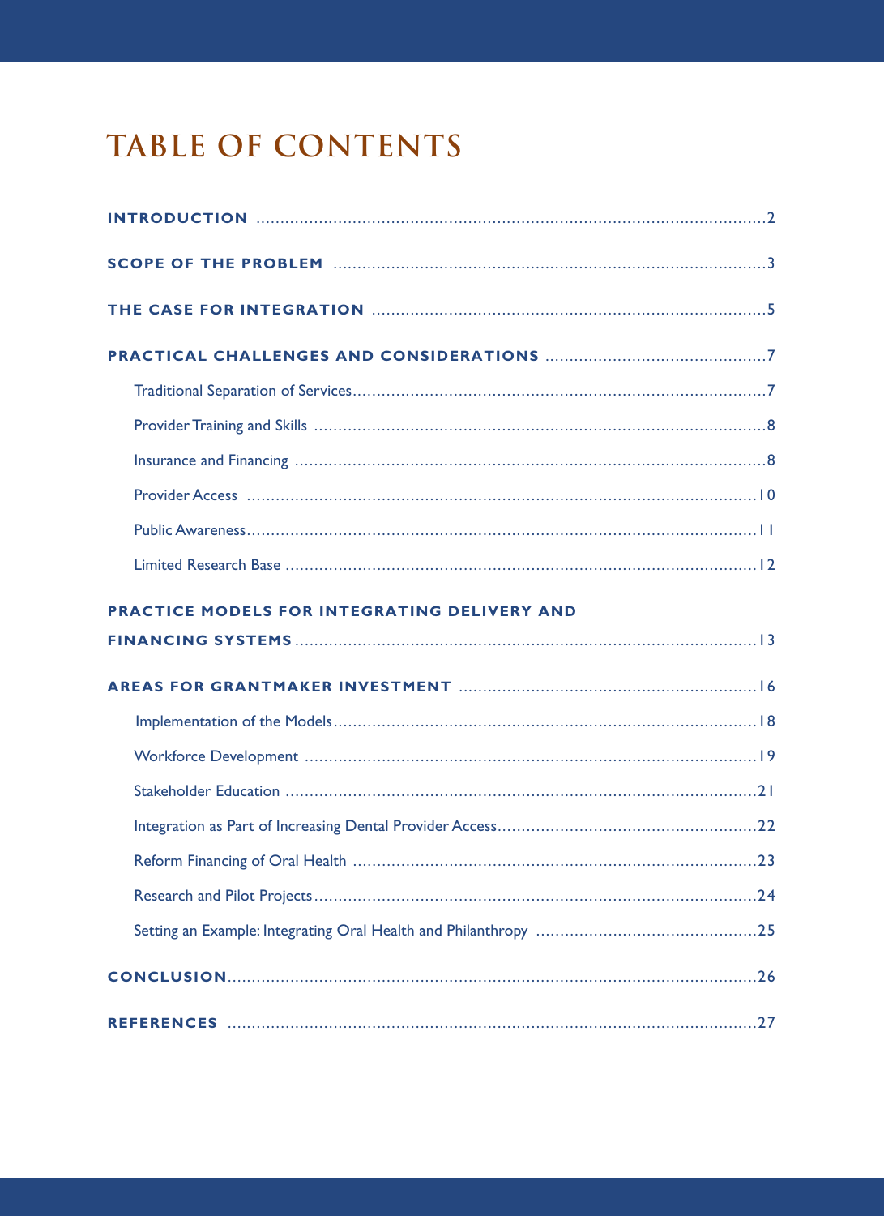# TABLE OF CONTENTS

**INTRODUCTION** .......... 2

**SCOPE OF THE PROBLEM** .......... 3

**THE CASE FOR INTEGRATION** .......... 5

**PRACTICAL CHALLENGES AND CONSIDERATIONS** .......... 7

- Traditional Separation of Services .......... 7
- Provider Training and Skills .......... 8
- Insurance and Financing .......... 8
- Provider Access .......... 10
- Public Awareness .......... 11
- Limited Research Base .......... 12

**PRACTICE MODELS FOR INTEGRATING DELIVERY AND FINANCING SYSTEMS** .......... 13

**AREAS FOR GRANTMAKER INVESTMENT** .......... 16

- Implementation of the Models .......... 18
- Workforce Development .......... 19
- Stakeholder Education .......... 21
- Integration as Part of Increasing Dental Provider Access .......... 22
- Reform Financing of Oral Health .......... 23
- Research and Pilot Projects .......... 24
- Setting an Example: Integrating Oral Health and Philanthropy .......... 25

**CONCLUSION** .......... 26

**REFERENCES** .......... 27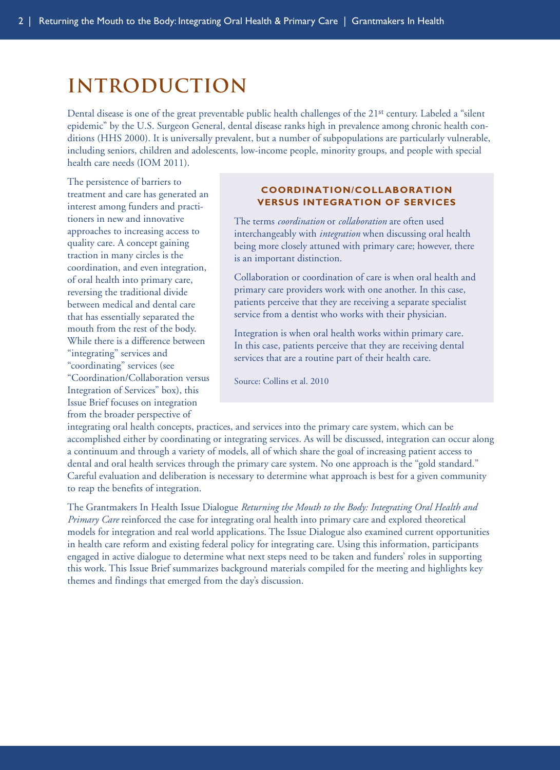# INTRODUCTION

Dental disease is one of the great preventable public health challenges of the 21st century. Labeled a "silent epidemic" by the U.S. Surgeon General, dental disease ranks high in prevalence among chronic health conditions (HHS 2000). It is universally prevalent, but a number of subpopulations are particularly vulnerable, including seniors, children and adolescents, low-income people, minority groups, and people with special health care needs (IOM 2011).

The persistence of barriers to treatment and care has generated an interest among funders and practitioners in new and innovative approaches to increasing access to quality care. A concept gaining traction in many circles is the coordination, and even integration, of oral health into primary care, reversing the traditional divide between medical and dental care that has essentially separated the mouth from the rest of the body. While there is a difference between "integrating" services and "coordinating" services (see "Coordination/Collaboration versus Integration of Services" box), this Issue Brief focuses on integration from the broader perspective of integrating oral health concepts, practices, and services into the primary care system, which can be accomplished either by coordinating or integrating services. As will be discussed, integration can occur along a continuum and through a variety of models, all of which share the goal of increasing patient access to dental and oral health services through the primary care system. No one approach is the "gold standard." Careful evaluation and deliberation is necessary to determine what approach is best for a given community to reap the benefits of integration.

The Grantmakers In Health Issue Dialogue *Returning the Mouth to the Body: Integrating Oral Health and Primary Care* reinforced the case for integrating oral health into primary care and explored theoretical models for integration and real world applications. The Issue Dialogue also examined current opportunities in health care reform and existing federal policy for integrating care. Using this information, participants engaged in active dialogue to determine what next steps need to be taken and funders' roles in supporting this work. This Issue Brief summarizes background materials compiled for the meeting and highlights key themes and findings that emerged from the day's discussion.

### COORDINATION/COLLABORATION VERSUS INTEGRATION OF SERVICES

The terms *coordination* or *collaboration* are often used interchangeably with *integration* when discussing oral health being more closely attuned with primary care; however, there is an important distinction.

Collaboration or coordination of care is when oral health and primary care providers work with one another. In this case, patients perceive that they are receiving a separate specialist service from a dentist who works with their physician.

Integration is when oral health works within primary care. In this case, patients perceive that they are receiving dental services that are a routine part of their health care.

Source: Collins et al. 2010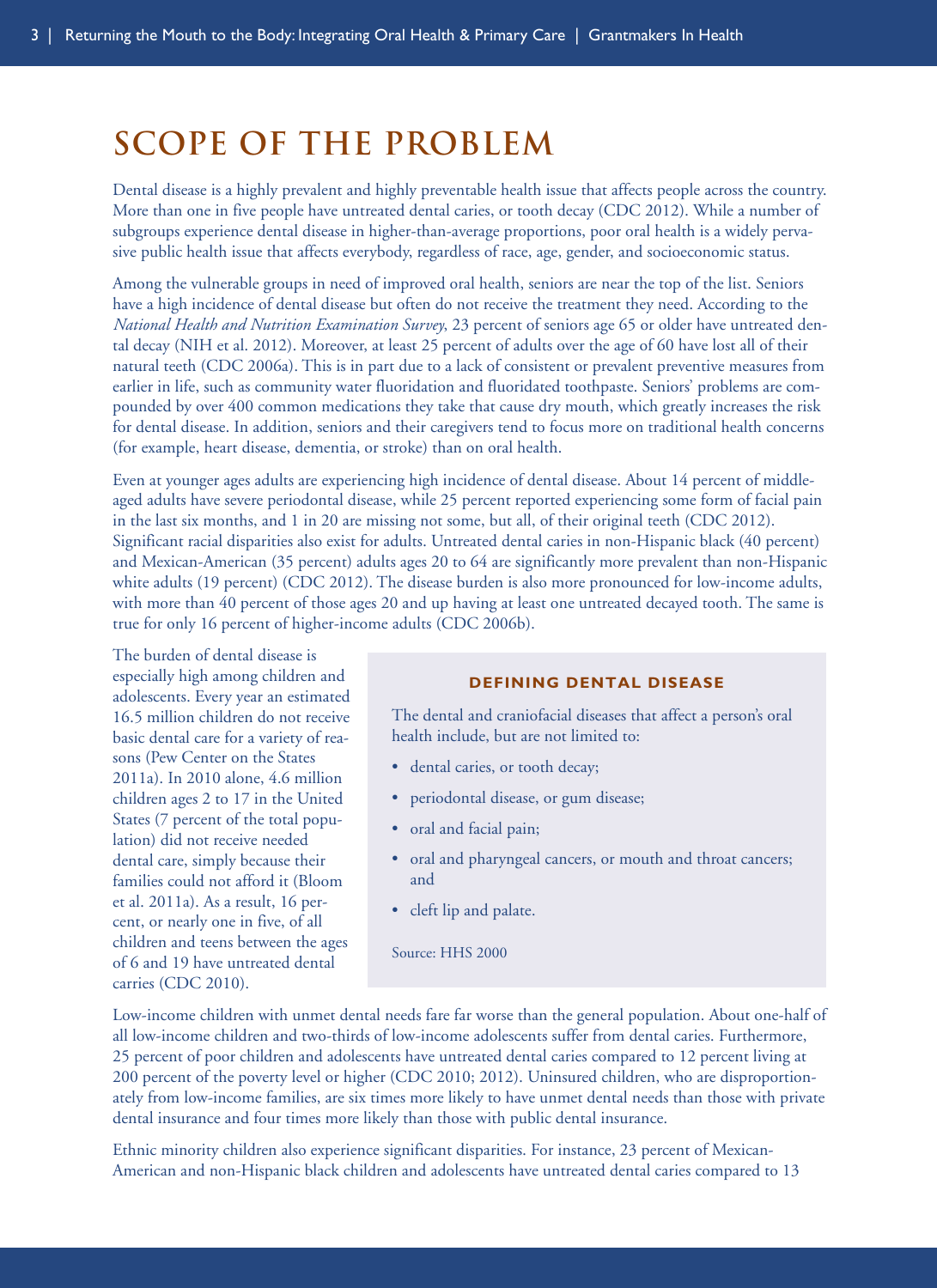# SCOPE OF THE PROBLEM

Dental disease is a highly prevalent and highly preventable health issue that affects people across the country. More than one in five people have untreated dental caries, or tooth decay (CDC 2012). While a number of subgroups experience dental disease in higher-than-average proportions, poor oral health is a widely pervasive public health issue that affects everybody, regardless of race, age, gender, and socioeconomic status.

Among the vulnerable groups in need of improved oral health, seniors are near the top of the list. Seniors have a high incidence of dental disease but often do not receive the treatment they need. According to the *National Health and Nutrition Examination Survey*, 23 percent of seniors age 65 or older have untreated dental decay (NIH et al. 2012). Moreover, at least 25 percent of adults over the age of 60 have lost all of their natural teeth (CDC 2006a). This is in part due to a lack of consistent or prevalent preventive measures from earlier in life, such as community water fluoridation and fluoridated toothpaste. Seniors' problems are compounded by over 400 common medications they take that cause dry mouth, which greatly increases the risk for dental disease. In addition, seniors and their caregivers tend to focus more on traditional health concerns (for example, heart disease, dementia, or stroke) than on oral health.

Even at younger ages adults are experiencing high incidence of dental disease. About 14 percent of middle-aged adults have severe periodontal disease, while 25 percent reported experiencing some form of facial pain in the last six months, and 1 in 20 are missing not some, but all, of their original teeth (CDC 2012). Significant racial disparities also exist for adults. Untreated dental caries in non-Hispanic black (40 percent) and Mexican-American (35 percent) adults ages 20 to 64 are significantly more prevalent than non-Hispanic white adults (19 percent) (CDC 2012). The disease burden is also more pronounced for low-income adults, with more than 40 percent of those ages 20 and up having at least one untreated decayed tooth. The same is true for only 16 percent of higher-income adults (CDC 2006b).

The burden of dental disease is especially high among children and adolescents. Every year an estimated 16.5 million children do not receive basic dental care for a variety of reasons (Pew Center on the States 2011a). In 2010 alone, 4.6 million children ages 2 to 17 in the United States (7 percent of the total population) did not receive needed dental care, simply because their families could not afford it (Bloom et al. 2011a). As a result, 16 percent, or nearly one in five, of all children and teens between the ages of 6 and 19 have untreated dental carries (CDC 2010).

> **DEFINING DENTAL DISEASE**
>
> The dental and craniofacial diseases that affect a person's oral health include, but are not limited to:
>
> - dental caries, or tooth decay;
> - periodontal disease, or gum disease;
> - oral and facial pain;
> - oral and pharyngeal cancers, or mouth and throat cancers; and
> - cleft lip and palate.
>
> Source: HHS 2000

Low-income children with unmet dental needs fare far worse than the general population. About one-half of all low-income children and two-thirds of low-income adolescents suffer from dental caries. Furthermore, 25 percent of poor children and adolescents have untreated dental caries compared to 12 percent living at 200 percent of the poverty level or higher (CDC 2010; 2012). Uninsured children, who are disproportionately from low-income families, are six times more likely to have unmet dental needs than those with private dental insurance and four times more likely than those with public dental insurance.

Ethnic minority children also experience significant disparities. For instance, 23 percent of Mexican-American and non-Hispanic black children and adolescents have untreated dental caries compared to 13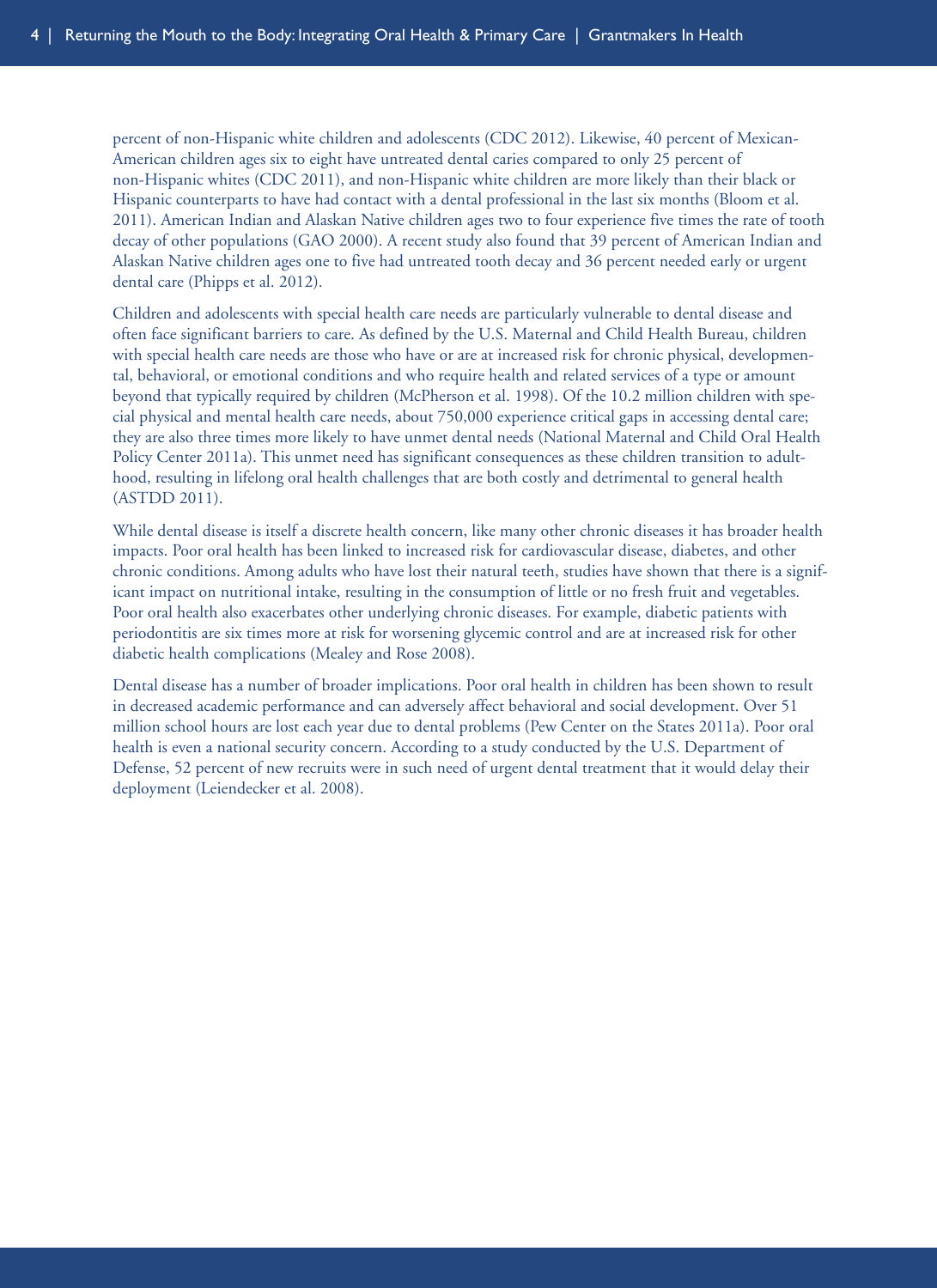percent of non-Hispanic white children and adolescents (CDC 2012). Likewise, 40 percent of Mexican-American children ages six to eight have untreated dental caries compared to only 25 percent of non-Hispanic whites (CDC 2011), and non-Hispanic white children are more likely than their black or Hispanic counterparts to have had contact with a dental professional in the last six months (Bloom et al. 2011). American Indian and Alaskan Native children ages two to four experience five times the rate of tooth decay of other populations (GAO 2000). A recent study also found that 39 percent of American Indian and Alaskan Native children ages one to five had untreated tooth decay and 36 percent needed early or urgent dental care (Phipps et al. 2012).

Children and adolescents with special health care needs are particularly vulnerable to dental disease and often face significant barriers to care. As defined by the U.S. Maternal and Child Health Bureau, children with special health care needs are those who have or are at increased risk for chronic physical, developmental, behavioral, or emotional conditions and who require health and related services of a type or amount beyond that typically required by children (McPherson et al. 1998). Of the 10.2 million children with special physical and mental health care needs, about 750,000 experience critical gaps in accessing dental care; they are also three times more likely to have unmet dental needs (National Maternal and Child Oral Health Policy Center 2011a). This unmet need has significant consequences as these children transition to adulthood, resulting in lifelong oral health challenges that are both costly and detrimental to general health (ASTDD 2011).

While dental disease is itself a discrete health concern, like many other chronic diseases it has broader health impacts. Poor oral health has been linked to increased risk for cardiovascular disease, diabetes, and other chronic conditions. Among adults who have lost their natural teeth, studies have shown that there is a significant impact on nutritional intake, resulting in the consumption of little or no fresh fruit and vegetables. Poor oral health also exacerbates other underlying chronic diseases. For example, diabetic patients with periodontitis are six times more at risk for worsening glycemic control and are at increased risk for other diabetic health complications (Mealey and Rose 2008).

Dental disease has a number of broader implications. Poor oral health in children has been shown to result in decreased academic performance and can adversely affect behavioral and social development. Over 51 million school hours are lost each year due to dental problems (Pew Center on the States 2011a). Poor oral health is even a national security concern. According to a study conducted by the U.S. Department of Defense, 52 percent of new recruits were in such need of urgent dental treatment that it would delay their deployment (Leiendecker et al. 2008).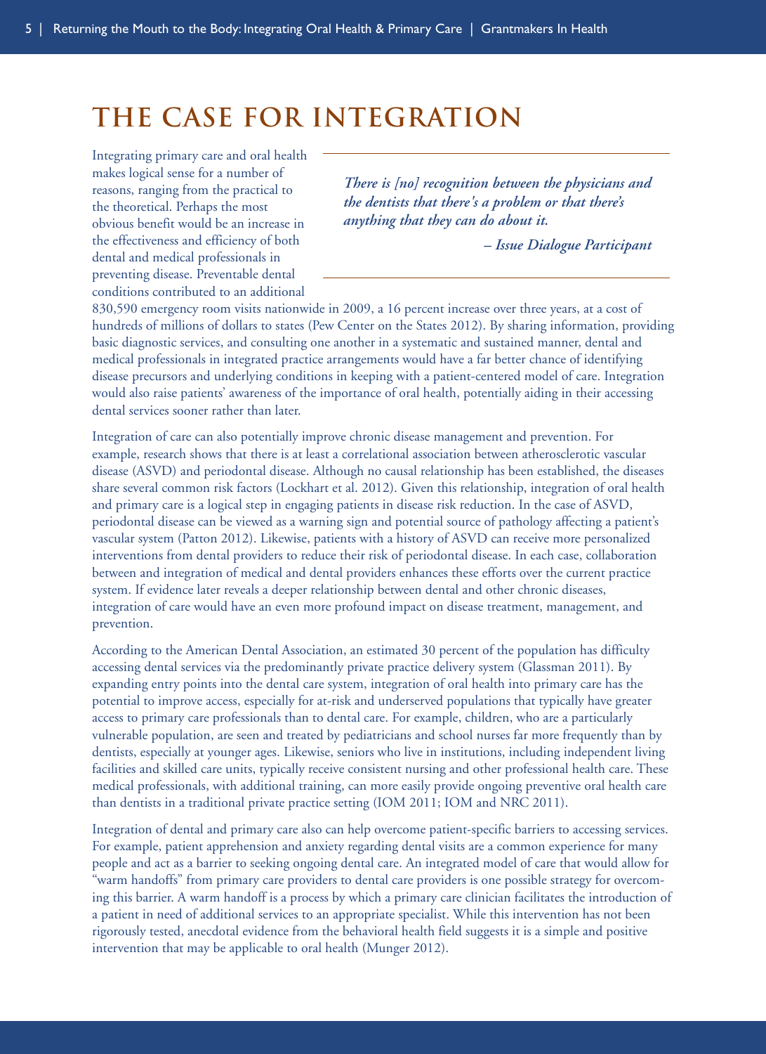# THE CASE FOR INTEGRATION

> *There is [no] recognition between the physicians and the dentists that there's a problem or that there's anything that they can do about it.*
>
> *– Issue Dialogue Participant*

Integrating primary care and oral health makes logical sense for a number of reasons, ranging from the practical to the theoretical. Perhaps the most obvious benefit would be an increase in the effectiveness and efficiency of both dental and medical professionals in preventing disease. Preventable dental conditions contributed to an additional 830,590 emergency room visits nationwide in 2009, a 16 percent increase over three years, at a cost of hundreds of millions of dollars to states (Pew Center on the States 2012). By sharing information, providing basic diagnostic services, and consulting one another in a systematic and sustained manner, dental and medical professionals in integrated practice arrangements would have a far better chance of identifying disease precursors and underlying conditions in keeping with a patient-centered model of care. Integration would also raise patients' awareness of the importance of oral health, potentially aiding in their accessing dental services sooner rather than later.

Integration of care can also potentially improve chronic disease management and prevention. For example, research shows that there is at least a correlational association between atherosclerotic vascular disease (ASVD) and periodontal disease. Although no causal relationship has been established, the diseases share several common risk factors (Lockhart et al. 2012). Given this relationship, integration of oral health and primary care is a logical step in engaging patients in disease risk reduction. In the case of ASVD, periodontal disease can be viewed as a warning sign and potential source of pathology affecting a patient's vascular system (Patton 2012). Likewise, patients with a history of ASVD can receive more personalized interventions from dental providers to reduce their risk of periodontal disease. In each case, collaboration between and integration of medical and dental providers enhances these efforts over the current practice system. If evidence later reveals a deeper relationship between dental and other chronic diseases, integration of care would have an even more profound impact on disease treatment, management, and prevention.

According to the American Dental Association, an estimated 30 percent of the population has difficulty accessing dental services via the predominantly private practice delivery system (Glassman 2011). By expanding entry points into the dental care system, integration of oral health into primary care has the potential to improve access, especially for at-risk and underserved populations that typically have greater access to primary care professionals than to dental care. For example, children, who are a particularly vulnerable population, are seen and treated by pediatricians and school nurses far more frequently than by dentists, especially at younger ages. Likewise, seniors who live in institutions, including independent living facilities and skilled care units, typically receive consistent nursing and other professional health care. These medical professionals, with additional training, can more easily provide ongoing preventive oral health care than dentists in a traditional private practice setting (IOM 2011; IOM and NRC 2011).

Integration of dental and primary care also can help overcome patient-specific barriers to accessing services. For example, patient apprehension and anxiety regarding dental visits are a common experience for many people and act as a barrier to seeking ongoing dental care. An integrated model of care that would allow for "warm handoffs" from primary care providers to dental care providers is one possible strategy for overcoming this barrier. A warm handoff is a process by which a primary care clinician facilitates the introduction of a patient in need of additional services to an appropriate specialist. While this intervention has not been rigorously tested, anecdotal evidence from the behavioral health field suggests it is a simple and positive intervention that may be applicable to oral health (Munger 2012).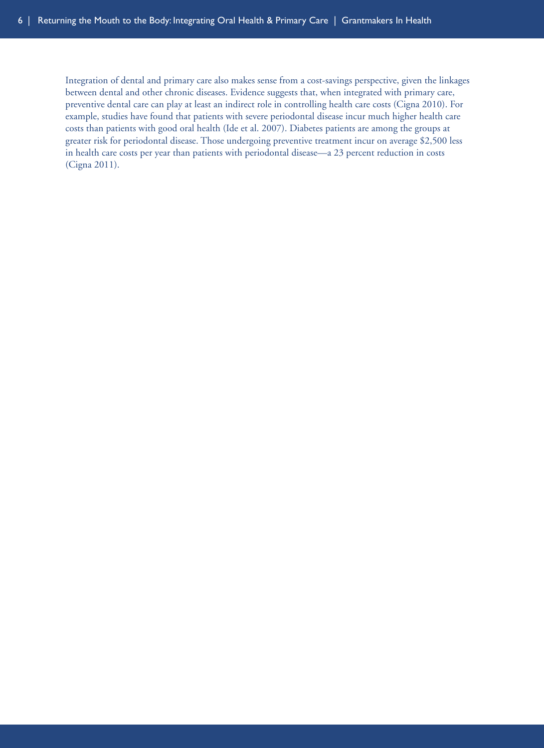Integration of dental and primary care also makes sense from a cost-savings perspective, given the linkages between dental and other chronic diseases. Evidence suggests that, when integrated with primary care, preventive dental care can play at least an indirect role in controlling health care costs (Cigna 2010). For example, studies have found that patients with severe periodontal disease incur much higher health care costs than patients with good oral health (Ide et al. 2007). Diabetes patients are among the groups at greater risk for periodontal disease. Those undergoing preventive treatment incur on average $2,500 less in health care costs per year than patients with periodontal disease—a 23 percent reduction in costs (Cigna 2011).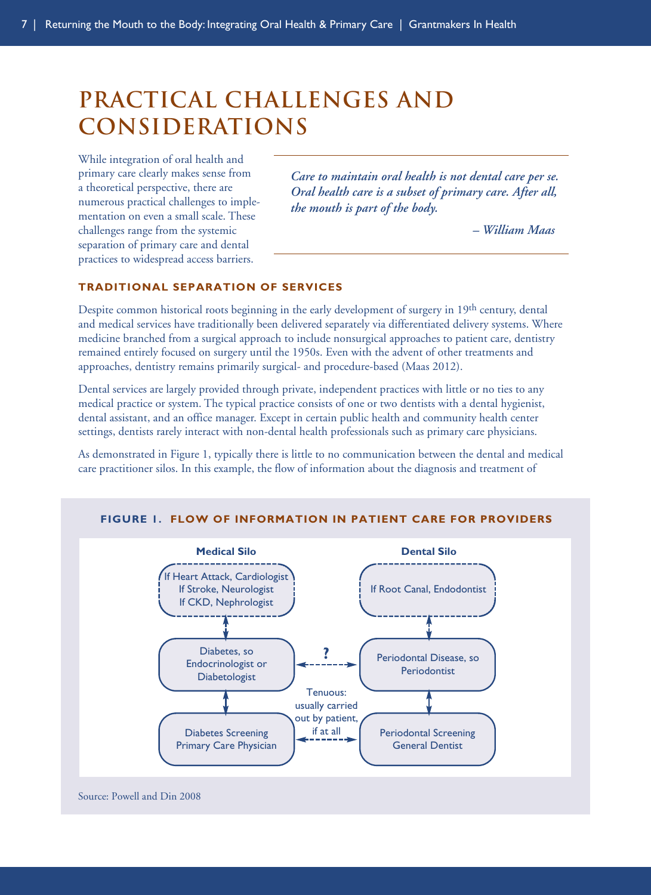# PRACTICAL CHALLENGES AND CONSIDERATIONS

While integration of oral health and primary care clearly makes sense from a theoretical perspective, there are numerous practical challenges to implementation on even a small scale. These challenges range from the systemic separation of primary care and dental practices to widespread access barriers.

> ***Care to maintain oral health is not dental care per se. Oral health care is a subset of primary care. After all, the mouth is part of the body.***
>
> ***– William Maas***

### TRADITIONAL SEPARATION OF SERVICES

Despite common historical roots beginning in the early development of surgery in 19th century, dental and medical services have traditionally been delivered separately via differentiated delivery systems. Where medicine branched from a surgical approach to include nonsurgical approaches to patient care, dentistry remained entirely focused on surgery until the 1950s. Even with the advent of other treatments and approaches, dentistry remains primarily surgical- and procedure-based (Maas 2012).

Dental services are largely provided through private, independent practices with little or no ties to any medical practice or system. The typical practice consists of one or two dentists with a dental hygienist, dental assistant, and an office manager. Except in certain public health and community health center settings, dentists rarely interact with non-dental health professionals such as primary care physicians.

As demonstrated in Figure 1, typically there is little to no communication between the dental and medical care practitioner silos. In this example, the flow of information about the diagnosis and treatment of

**FIGURE 1. FLOW OF INFORMATION IN PATIENT CARE FOR PROVIDERS**

| Medical Silo | | Dental Silo |
| --- | --- | --- |
| If Heart Attack, Cardiologist<br>If Stroke, Neurologist<br>If CKD, Nephrologist | | If Root Canal, Endodontist |
| Diabetes, so Endocrinologist or Diabetologist | ? | Periodontal Disease, so Periodontist |
| Diabetes Screening<br>Primary Care Physician | Tenuous: usually carried out by patient, if at all | Periodontal Screening<br>General Dentist |

Source: Powell and Din 2008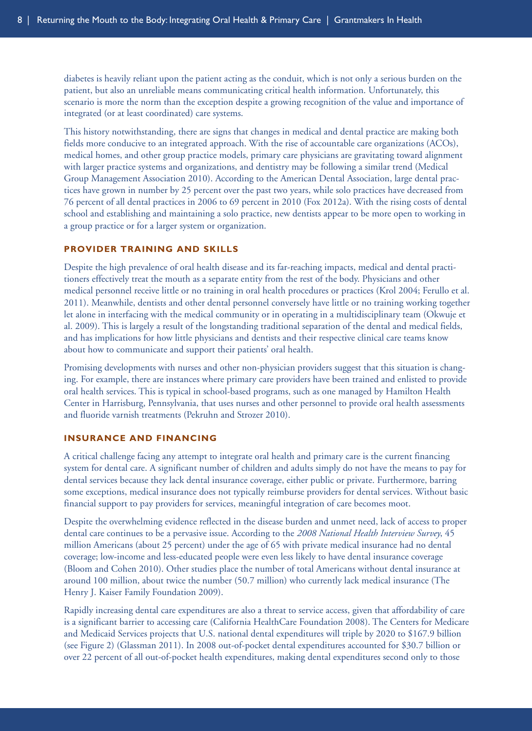diabetes is heavily reliant upon the patient acting as the conduit, which is not only a serious burden on the patient, but also an unreliable means communicating critical health information. Unfortunately, this scenario is more the norm than the exception despite a growing recognition of the value and importance of integrated (or at least coordinated) care systems.

This history notwithstanding, there are signs that changes in medical and dental practice are making both fields more conducive to an integrated approach. With the rise of accountable care organizations (ACOs), medical homes, and other group practice models, primary care physicians are gravitating toward alignment with larger practice systems and organizations, and dentistry may be following a similar trend (Medical Group Management Association 2010). According to the American Dental Association, large dental practices have grown in number by 25 percent over the past two years, while solo practices have decreased from 76 percent of all dental practices in 2006 to 69 percent in 2010 (Fox 2012a). With the rising costs of dental school and establishing and maintaining a solo practice, new dentists appear to be more open to working in a group practice or for a larger system or organization.

### PROVIDER TRAINING AND SKILLS

Despite the high prevalence of oral health disease and its far-reaching impacts, medical and dental practitioners effectively treat the mouth as a separate entity from the rest of the body. Physicians and other medical personnel receive little or no training in oral health procedures or practices (Krol 2004; Ferullo et al. 2011). Meanwhile, dentists and other dental personnel conversely have little or no training working together let alone in interfacing with the medical community or in operating in a multidisciplinary team (Okwuje et al. 2009). This is largely a result of the longstanding traditional separation of the dental and medical fields, and has implications for how little physicians and dentists and their respective clinical care teams know about how to communicate and support their patients' oral health.

Promising developments with nurses and other non-physician providers suggest that this situation is changing. For example, there are instances where primary care providers have been trained and enlisted to provide oral health services. This is typical in school-based programs, such as one managed by Hamilton Health Center in Harrisburg, Pennsylvania, that uses nurses and other personnel to provide oral health assessments and fluoride varnish treatments (Pekruhn and Strozer 2010).

### INSURANCE AND FINANCING

A critical challenge facing any attempt to integrate oral health and primary care is the current financing system for dental care. A significant number of children and adults simply do not have the means to pay for dental services because they lack dental insurance coverage, either public or private. Furthermore, barring some exceptions, medical insurance does not typically reimburse providers for dental services. Without basic financial support to pay providers for services, meaningful integration of care becomes moot.

Despite the overwhelming evidence reflected in the disease burden and unmet need, lack of access to proper dental care continues to be a pervasive issue. According to the *2008 National Health Interview Survey*, 45 million Americans (about 25 percent) under the age of 65 with private medical insurance had no dental coverage; low-income and less-educated people were even less likely to have dental insurance coverage (Bloom and Cohen 2010). Other studies place the number of total Americans without dental insurance at around 100 million, about twice the number (50.7 million) who currently lack medical insurance (The Henry J. Kaiser Family Foundation 2009).

Rapidly increasing dental care expenditures are also a threat to service access, given that affordability of care is a significant barrier to accessing care (California HealthCare Foundation 2008). The Centers for Medicare and Medicaid Services projects that U.S. national dental expenditures will triple by 2020 to $167.9 billion (see Figure 2) (Glassman 2011). In 2008 out-of-pocket dental expenditures accounted for $30.7 billion or over 22 percent of all out-of-pocket health expenditures, making dental expenditures second only to those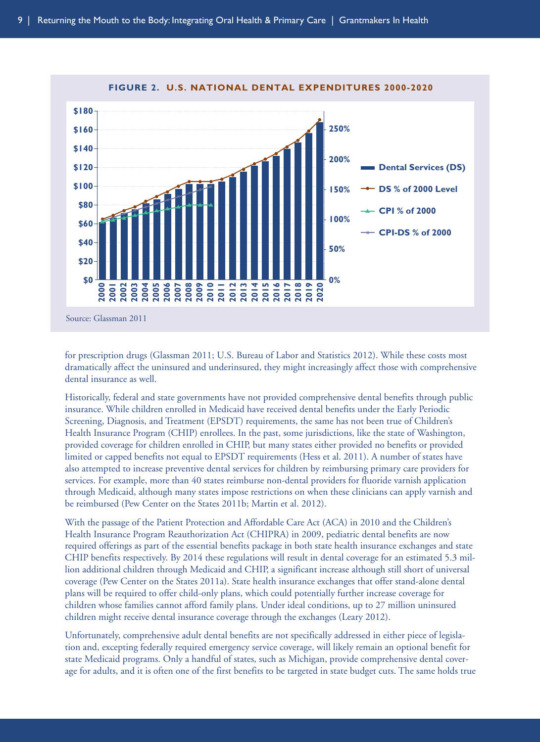**FIGURE 2. U.S. NATIONAL DENTAL EXPENDITURES 2000-2020**

Source: Glassman 2011

for prescription drugs (Glassman 2011; U.S. Bureau of Labor and Statistics 2012). While these costs most dramatically affect the uninsured and underinsured, they might increasingly affect those with comprehensive dental insurance as well.

Historically, federal and state governments have not provided comprehensive dental benefits through public insurance. While children enrolled in Medicaid have received dental benefits under the Early Periodic Screening, Diagnosis, and Treatment (EPSDT) requirements, the same has not been true of Children's Health Insurance Program (CHIP) enrollees. In the past, some jurisdictions, like the state of Washington, provided coverage for children enrolled in CHIP, but many states either provided no benefits or provided limited or capped benefits not equal to EPSDT requirements (Hess et al. 2011). A number of states have also attempted to increase preventive dental services for children by reimbursing primary care providers for services. For example, more than 40 states reimburse non-dental providers for fluoride varnish application through Medicaid, although many states impose restrictions on when these clinicians can apply varnish and be reimbursed (Pew Center on the States 2011b; Martin et al. 2012).

With the passage of the Patient Protection and Affordable Care Act (ACA) in 2010 and the Children's Health Insurance Program Reauthorization Act (CHIPRA) in 2009, pediatric dental benefits are now required offerings as part of the essential benefits package in both state health insurance exchanges and state CHIP benefits respectively. By 2014 these regulations will result in dental coverage for an estimated 5.3 million additional children through Medicaid and CHIP, a significant increase although still short of universal coverage (Pew Center on the States 2011a). State health insurance exchanges that offer stand-alone dental plans will be required to offer child-only plans, which could potentially further increase coverage for children whose families cannot afford family plans. Under ideal conditions, up to 27 million uninsured children might receive dental insurance coverage through the exchanges (Leary 2012).

Unfortunately, comprehensive adult dental benefits are not specifically addressed in either piece of legislation and, excepting federally required emergency service coverage, will likely remain an optional benefit for state Medicaid programs. Only a handful of states, such as Michigan, provide comprehensive dental coverage for adults, and it is often one of the first benefits to be targeted in state budget cuts. The same holds true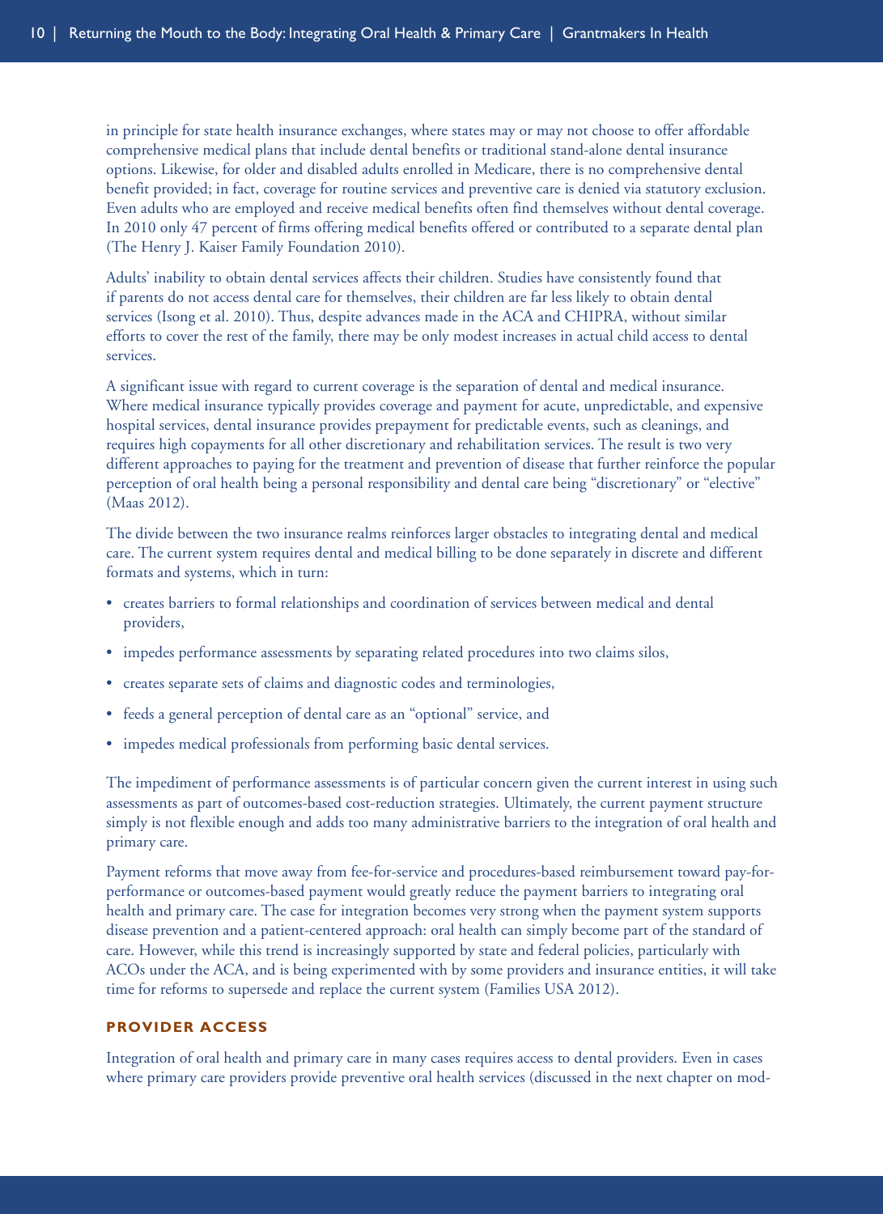in principle for state health insurance exchanges, where states may or may not choose to offer affordable comprehensive medical plans that include dental benefits or traditional stand-alone dental insurance options. Likewise, for older and disabled adults enrolled in Medicare, there is no comprehensive dental benefit provided; in fact, coverage for routine services and preventive care is denied via statutory exclusion. Even adults who are employed and receive medical benefits often find themselves without dental coverage. In 2010 only 47 percent of firms offering medical benefits offered or contributed to a separate dental plan (The Henry J. Kaiser Family Foundation 2010).

Adults' inability to obtain dental services affects their children. Studies have consistently found that if parents do not access dental care for themselves, their children are far less likely to obtain dental services (Isong et al. 2010). Thus, despite advances made in the ACA and CHIPRA, without similar efforts to cover the rest of the family, there may be only modest increases in actual child access to dental services.

A significant issue with regard to current coverage is the separation of dental and medical insurance. Where medical insurance typically provides coverage and payment for acute, unpredictable, and expensive hospital services, dental insurance provides prepayment for predictable events, such as cleanings, and requires high copayments for all other discretionary and rehabilitation services. The result is two very different approaches to paying for the treatment and prevention of disease that further reinforce the popular perception of oral health being a personal responsibility and dental care being "discretionary" or "elective" (Maas 2012).

The divide between the two insurance realms reinforces larger obstacles to integrating dental and medical care. The current system requires dental and medical billing to be done separately in discrete and different formats and systems, which in turn:

- creates barriers to formal relationships and coordination of services between medical and dental providers,
- impedes performance assessments by separating related procedures into two claims silos,
- creates separate sets of claims and diagnostic codes and terminologies,
- feeds a general perception of dental care as an "optional" service, and
- impedes medical professionals from performing basic dental services.

The impediment of performance assessments is of particular concern given the current interest in using such assessments as part of outcomes-based cost-reduction strategies. Ultimately, the current payment structure simply is not flexible enough and adds too many administrative barriers to the integration of oral health and primary care.

Payment reforms that move away from fee-for-service and procedures-based reimbursement toward pay-for-performance or outcomes-based payment would greatly reduce the payment barriers to integrating oral health and primary care. The case for integration becomes very strong when the payment system supports disease prevention and a patient-centered approach: oral health can simply become part of the standard of care. However, while this trend is increasingly supported by state and federal policies, particularly with ACOs under the ACA, and is being experimented with by some providers and insurance entities, it will take time for reforms to supersede and replace the current system (Families USA 2012).

### PROVIDER ACCESS

Integration of oral health and primary care in many cases requires access to dental providers. Even in cases where primary care providers provide preventive oral health services (discussed in the next chapter on mod-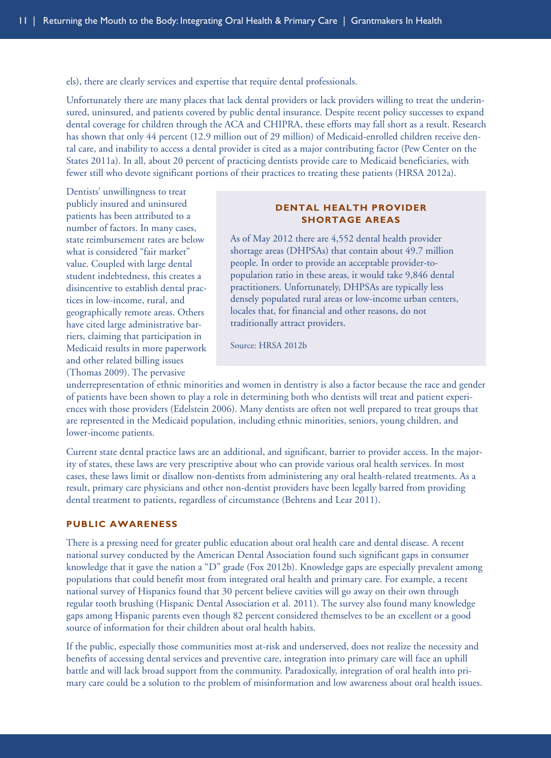els), there are clearly services and expertise that require dental professionals.

Unfortunately there are many places that lack dental providers or lack providers willing to treat the underinsured, uninsured, and patients covered by public dental insurance. Despite recent policy successes to expand dental coverage for children through the ACA and CHIPRA, these efforts may fall short as a result. Research has shown that only 44 percent (12.9 million out of 29 million) of Medicaid-enrolled children receive dental care, and inability to access a dental provider is cited as a major contributing factor (Pew Center on the States 2011a). In all, about 20 percent of practicing dentists provide care to Medicaid beneficiaries, with fewer still who devote significant portions of their practices to treating these patients (HRSA 2012a).

Dentists' unwillingness to treat publicly insured and uninsured patients has been attributed to a number of factors. In many cases, state reimbursement rates are below what is considered "fair market" value. Coupled with large dental student indebtedness, this creates a disincentive to establish dental practices in low-income, rural, and geographically remote areas. Others have cited large administrative barriers, claiming that participation in Medicaid results in more paperwork and other related billing issues (Thomas 2009). The pervasive underrepresentation of ethnic minorities and women in dentistry is also a factor because the race and gender of patients have been shown to play a role in determining both who dentists will treat and patient experiences with those providers (Edelstein 2006). Many dentists are often not well prepared to treat groups that are represented in the Medicaid population, including ethnic minorities, seniors, young children, and lower-income patients.

> **DENTAL HEALTH PROVIDER SHORTAGE AREAS**
>
> As of May 2012 there are 4,552 dental health provider shortage areas (DHPSAs) that contain about 49.7 million people. In order to provide an acceptable provider-to-population ratio in these areas, it would take 9,846 dental practitioners. Unfortunately, DHPSAs are typically less densely populated rural areas or low-income urban centers, locales that, for financial and other reasons, do not traditionally attract providers.
>
> Source: HRSA 2012b

Current state dental practice laws are an additional, and significant, barrier to provider access. In the majority of states, these laws are very prescriptive about who can provide various oral health services. In most cases, these laws limit or disallow non-dentists from administering any oral health-related treatments. As a result, primary care physicians and other non-dentist providers have been legally barred from providing dental treatment to patients, regardless of circumstance (Behrens and Lear 2011).

## PUBLIC AWARENESS

There is a pressing need for greater public education about oral health care and dental disease. A recent national survey conducted by the American Dental Association found such significant gaps in consumer knowledge that it gave the nation a "D" grade (Fox 2012b). Knowledge gaps are especially prevalent among populations that could benefit most from integrated oral health and primary care. For example, a recent national survey of Hispanics found that 30 percent believe cavities will go away on their own through regular tooth brushing (Hispanic Dental Association et al. 2011). The survey also found many knowledge gaps among Hispanic parents even though 82 percent considered themselves to be an excellent or a good source of information for their children about oral health habits.

If the public, especially those communities most at-risk and underserved, does not realize the necessity and benefits of accessing dental services and preventive care, integration into primary care will face an uphill battle and will lack broad support from the community. Paradoxically, integration of oral health into primary care could be a solution to the problem of misinformation and low awareness about oral health issues.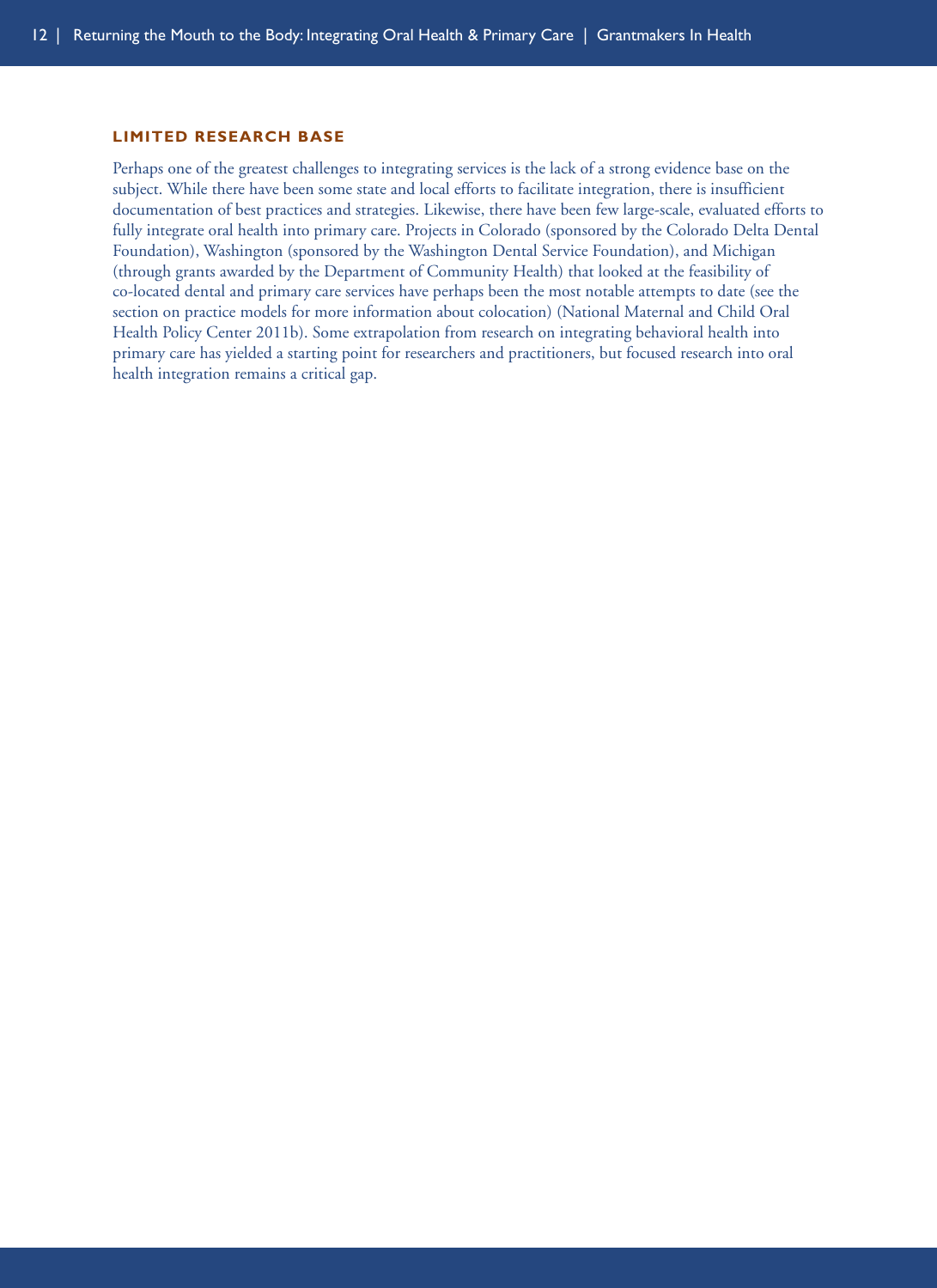### LIMITED RESEARCH BASE

Perhaps one of the greatest challenges to integrating services is the lack of a strong evidence base on the subject. While there have been some state and local efforts to facilitate integration, there is insufficient documentation of best practices and strategies. Likewise, there have been few large-scale, evaluated efforts to fully integrate oral health into primary care. Projects in Colorado (sponsored by the Colorado Delta Dental Foundation), Washington (sponsored by the Washington Dental Service Foundation), and Michigan (through grants awarded by the Department of Community Health) that looked at the feasibility of co-located dental and primary care services have perhaps been the most notable attempts to date (see the section on practice models for more information about colocation) (National Maternal and Child Oral Health Policy Center 2011b). Some extrapolation from research on integrating behavioral health into primary care has yielded a starting point for researchers and practitioners, but focused research into oral health integration remains a critical gap.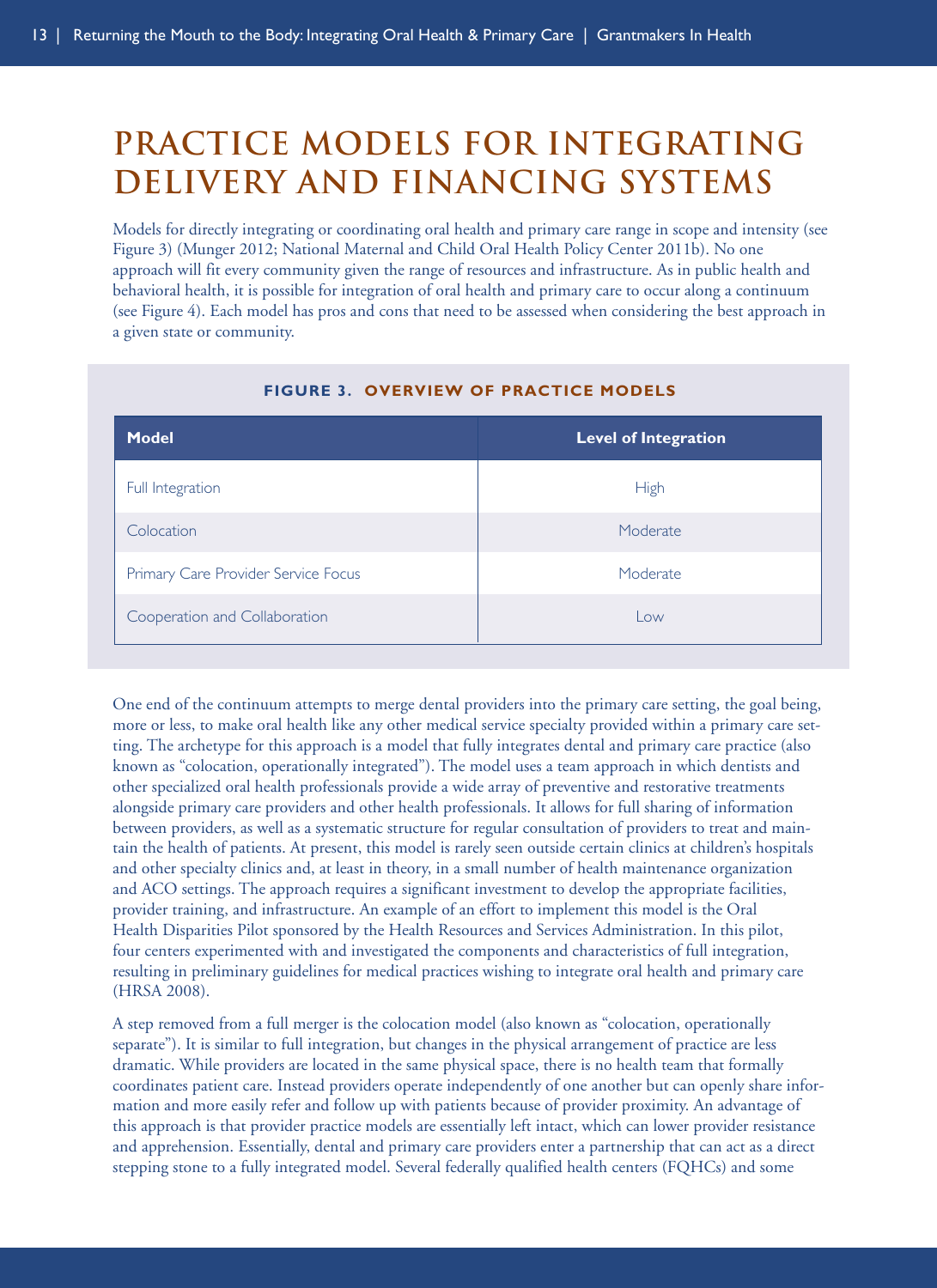# PRACTICE MODELS FOR INTEGRATING DELIVERY AND FINANCING SYSTEMS

Models for directly integrating or coordinating oral health and primary care range in scope and intensity (see Figure 3) (Munger 2012; National Maternal and Child Oral Health Policy Center 2011b). No one approach will fit every community given the range of resources and infrastructure. As in public health and behavioral health, it is possible for integration of oral health and primary care to occur along a continuum (see Figure 4). Each model has pros and cons that need to be assessed when considering the best approach in a given state or community.

**FIGURE 3. OVERVIEW OF PRACTICE MODELS**

| Model | Level of Integration |
|---|---|
| Full Integration | High |
| Colocation | Moderate |
| Primary Care Provider Service Focus | Moderate |
| Cooperation and Collaboration | Low |

One end of the continuum attempts to merge dental providers into the primary care setting, the goal being, more or less, to make oral health like any other medical service specialty provided within a primary care setting. The archetype for this approach is a model that fully integrates dental and primary care practice (also known as "colocation, operationally integrated"). The model uses a team approach in which dentists and other specialized oral health professionals provide a wide array of preventive and restorative treatments alongside primary care providers and other health professionals. It allows for full sharing of information between providers, as well as a systematic structure for regular consultation of providers to treat and maintain the health of patients. At present, this model is rarely seen outside certain clinics at children's hospitals and other specialty clinics and, at least in theory, in a small number of health maintenance organization and ACO settings. The approach requires a significant investment to develop the appropriate facilities, provider training, and infrastructure. An example of an effort to implement this model is the Oral Health Disparities Pilot sponsored by the Health Resources and Services Administration. In this pilot, four centers experimented with and investigated the components and characteristics of full integration, resulting in preliminary guidelines for medical practices wishing to integrate oral health and primary care (HRSA 2008).

A step removed from a full merger is the colocation model (also known as "colocation, operationally separate"). It is similar to full integration, but changes in the physical arrangement of practice are less dramatic. While providers are located in the same physical space, there is no health team that formally coordinates patient care. Instead providers operate independently of one another but can openly share information and more easily refer and follow up with patients because of provider proximity. An advantage of this approach is that provider practice models are essentially left intact, which can lower provider resistance and apprehension. Essentially, dental and primary care providers enter a partnership that can act as a direct stepping stone to a fully integrated model. Several federally qualified health centers (FQHCs) and some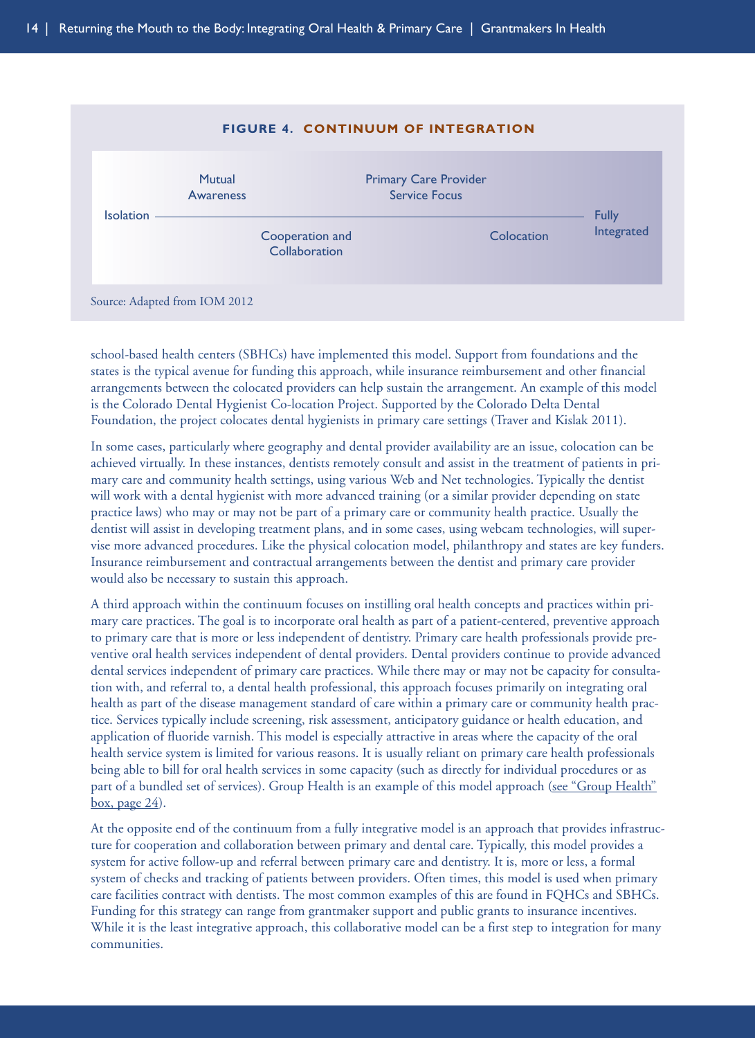**FIGURE 4. CONTINUUM OF INTEGRATION**

Isolation — Mutual Awareness — Cooperation and Collaboration — Primary Care Provider Service Focus — Colocation — Fully Integrated

Source: Adapted from IOM 2012

school-based health centers (SBHCs) have implemented this model. Support from foundations and the states is the typical avenue for funding this approach, while insurance reimbursement and other financial arrangements between the colocated providers can help sustain the arrangement. An example of this model is the Colorado Dental Hygienist Co-location Project. Supported by the Colorado Delta Dental Foundation, the project colocates dental hygienists in primary care settings (Traver and Kislak 2011).

In some cases, particularly where geography and dental provider availability are an issue, colocation can be achieved virtually. In these instances, dentists remotely consult and assist in the treatment of patients in primary care and community health settings, using various Web and Net technologies. Typically the dentist will work with a dental hygienist with more advanced training (or a similar provider depending on state practice laws) who may or may not be part of a primary care or community health practice. Usually the dentist will assist in developing treatment plans, and in some cases, using webcam technologies, will supervise more advanced procedures. Like the physical colocation model, philanthropy and states are key funders. Insurance reimbursement and contractual arrangements between the dentist and primary care provider would also be necessary to sustain this approach.

A third approach within the continuum focuses on instilling oral health concepts and practices within primary care practices. The goal is to incorporate oral health as part of a patient-centered, preventive approach to primary care that is more or less independent of dentistry. Primary care health professionals provide preventive oral health services independent of dental providers. Dental providers continue to provide advanced dental services independent of primary care practices. While there may or may not be capacity for consultation with, and referral to, a dental health professional, this approach focuses primarily on integrating oral health as part of the disease management standard of care within a primary care or community health practice. Services typically include screening, risk assessment, anticipatory guidance or health education, and application of fluoride varnish. This model is especially attractive in areas where the capacity of the oral health service system is limited for various reasons. It is usually reliant on primary care health professionals being able to bill for oral health services in some capacity (such as directly for individual procedures or as part of a bundled set of services). Group Health is an example of this model approach (see "Group Health" box, page 24).

At the opposite end of the continuum from a fully integrative model is an approach that provides infrastructure for cooperation and collaboration between primary and dental care. Typically, this model provides a system for active follow-up and referral between primary care and dentistry. It is, more or less, a formal system of checks and tracking of patients between providers. Often times, this model is used when primary care facilities contract with dentists. The most common examples of this are found in FQHCs and SBHCs. Funding for this strategy can range from grantmaker support and public grants to insurance incentives. While it is the least integrative approach, this collaborative model can be a first step to integration for many communities.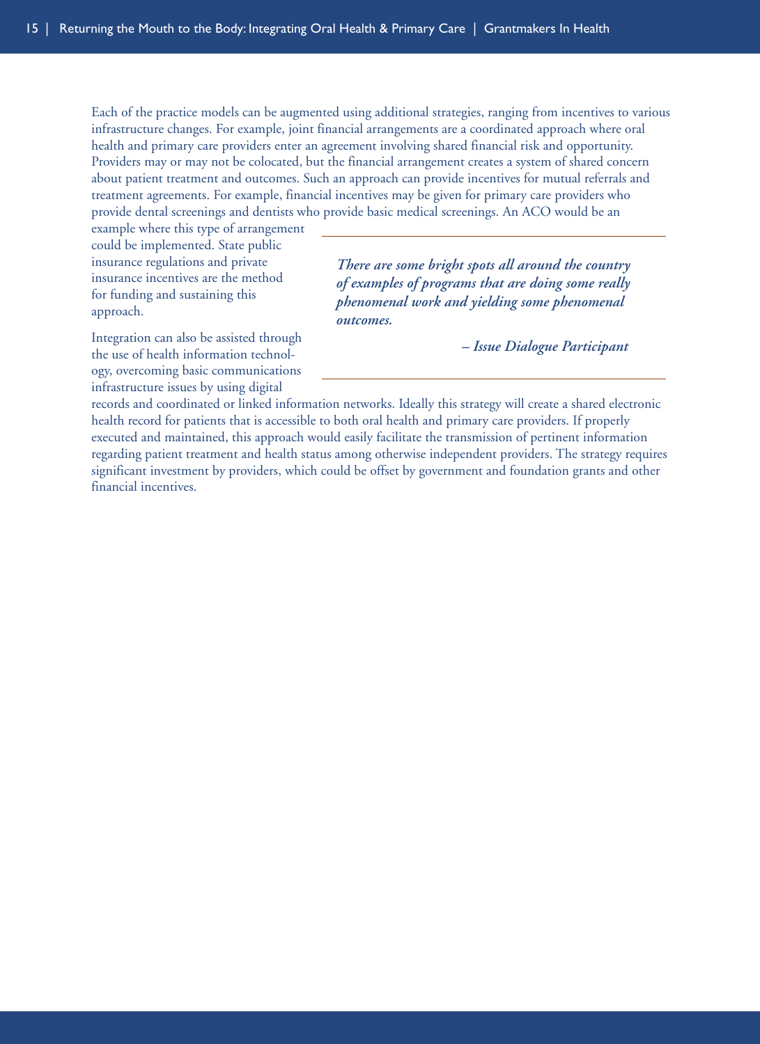Each of the practice models can be augmented using additional strategies, ranging from incentives to various infrastructure changes. For example, joint financial arrangements are a coordinated approach where oral health and primary care providers enter an agreement involving shared financial risk and opportunity. Providers may or may not be colocated, but the financial arrangement creates a system of shared concern about patient treatment and outcomes. Such an approach can provide incentives for mutual referrals and treatment agreements. For example, financial incentives may be given for primary care providers who provide dental screenings and dentists who provide basic medical screenings. An ACO would be an example where this type of arrangement could be implemented. State public insurance regulations and private insurance incentives are the method for funding and sustaining this approach.

> ***There are some bright spots all around the country of examples of programs that are doing some really phenomenal work and yielding some phenomenal outcomes.***
>
> ***– Issue Dialogue Participant***

Integration can also be assisted through the use of health information technology, overcoming basic communications infrastructure issues by using digital records and coordinated or linked information networks. Ideally this strategy will create a shared electronic health record for patients that is accessible to both oral health and primary care providers. If properly executed and maintained, this approach would easily facilitate the transmission of pertinent information regarding patient treatment and health status among otherwise independent providers. The strategy requires significant investment by providers, which could be offset by government and foundation grants and other financial incentives.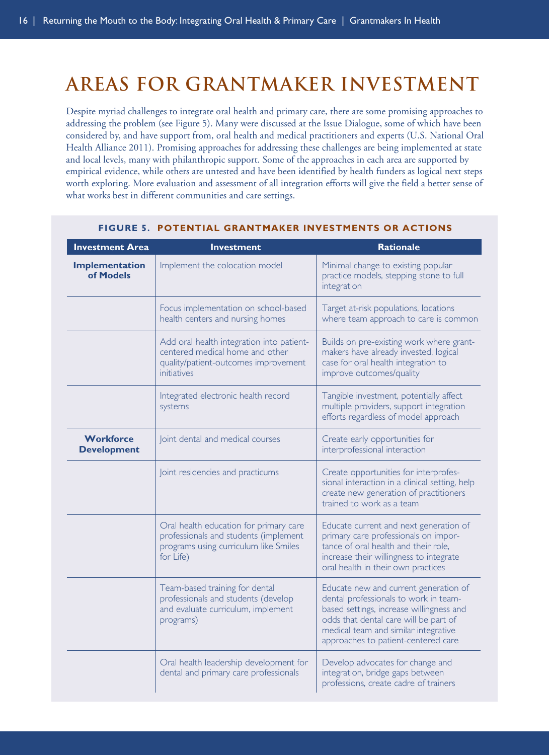# AREAS FOR GRANTMAKER INVESTMENT

Despite myriad challenges to integrate oral health and primary care, there are some promising approaches to addressing the problem (see Figure 5). Many were discussed at the Issue Dialogue, some of which have been considered by, and have support from, oral health and medical practitioners and experts (U.S. National Oral Health Alliance 2011). Promising approaches for addressing these challenges are being implemented at state and local levels, many with philanthropic support. Some of the approaches in each area are supported by empirical evidence, while others are untested and have been identified by health funders as logical next steps worth exploring. More evaluation and assessment of all integration efforts will give the field a better sense of what works best in different communities and care settings.

**FIGURE 5. POTENTIAL GRANTMAKER INVESTMENTS OR ACTIONS**

| Investment Area | Investment | Rationale |
|---|---|---|
| **Implementation of Models** | Implement the colocation model | Minimal change to existing popular practice models, stepping stone to full integration |
| | Focus implementation on school-based health centers and nursing homes | Target at-risk populations, locations where team approach to care is common |
| | Add oral health integration into patient-centered medical home and other quality/patient-outcomes improvement initiatives | Builds on pre-existing work where grantmakers have already invested, logical case for oral health integration to improve outcomes/quality |
| | Integrated electronic health record systems | Tangible investment, potentially affect multiple providers, support integration efforts regardless of model approach |
| **Workforce Development** | Joint dental and medical courses | Create early opportunities for interprofessional interaction |
| | Joint residencies and practicums | Create opportunities for interprofessional interaction in a clinical setting, help create new generation of practitioners trained to work as a team |
| | Oral health education for primary care professionals and students (implement programs using curriculum like Smiles for Life) | Educate current and next generation of primary care professionals on importance of oral health and their role, increase their willingness to integrate oral health in their own practices |
| | Team-based training for dental professionals and students (develop and evaluate curriculum, implement programs) | Educate new and current generation of dental professionals to work in team-based settings, increase willingness and odds that dental care will be part of medical team and similar integrative approaches to patient-centered care |
| | Oral health leadership development for dental and primary care professionals | Develop advocates for change and integration, bridge gaps between professions, create cadre of trainers |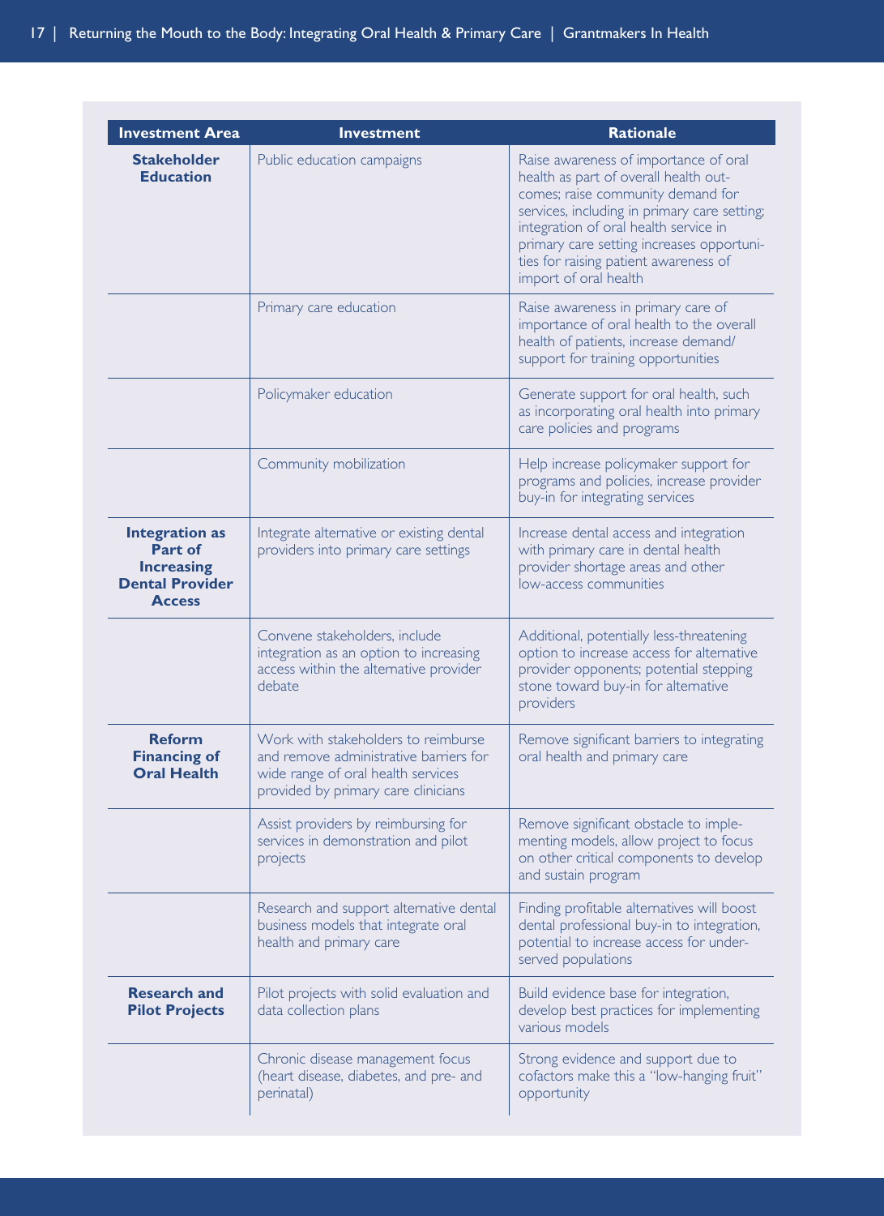| Investment Area | Investment | Rationale |
|---|---|---|
| **Stakeholder Education** | Public education campaigns | Raise awareness of importance of oral health as part of overall health outcomes; raise community demand for services, including in primary care setting; integration of oral health service in primary care setting increases opportunities for raising patient awareness of import of oral health |
| | Primary care education | Raise awareness in primary care of importance of oral health to the overall health of patients, increase demand/ support for training opportunities |
| | Policymaker education | Generate support for oral health, such as incorporating oral health into primary care policies and programs |
| | Community mobilization | Help increase policymaker support for programs and policies, increase provider buy-in for integrating services |
| **Integration as Part of Increasing Dental Provider Access** | Integrate alternative or existing dental providers into primary care settings | Increase dental access and integration with primary care in dental health provider shortage areas and other low-access communities |
| | Convene stakeholders, include integration as an option to increasing access within the alternative provider debate | Additional, potentially less-threatening option to increase access for alternative provider opponents; potential stepping stone toward buy-in for alternative providers |
| **Reform Financing of Oral Health** | Work with stakeholders to reimburse and remove administrative barriers for wide range of oral health services provided by primary care clinicians | Remove significant barriers to integrating oral health and primary care |
| | Assist providers by reimbursing for services in demonstration and pilot projects | Remove significant obstacle to implementing models, allow project to focus on other critical components to develop and sustain program |
| | Research and support alternative dental business models that integrate oral health and primary care | Finding profitable alternatives will boost dental professional buy-in to integration, potential to increase access for underserved populations |
| **Research and Pilot Projects** | Pilot projects with solid evaluation and data collection plans | Build evidence base for integration, develop best practices for implementing various models |
| | Chronic disease management focus (heart disease, diabetes, and pre- and perinatal) | Strong evidence and support due to cofactors make this a "low-hanging fruit" opportunity |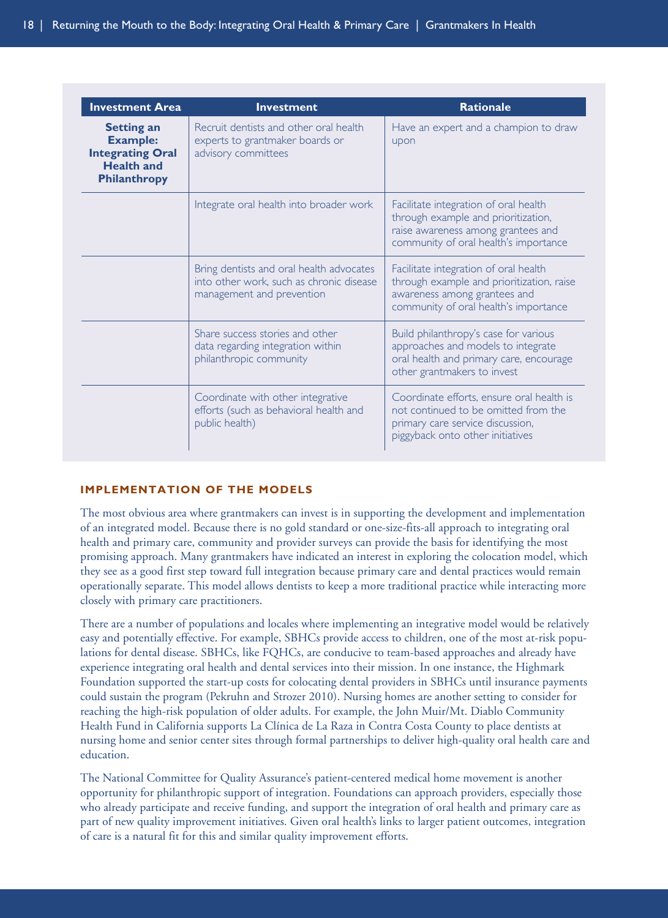| Investment Area | Investment | Rationale |
|---|---|---|
| **Setting an Example: Integrating Oral Health and Philanthropy** | Recruit dentists and other oral health experts to grantmaker boards or advisory committees | Have an expert and a champion to draw upon |
| | Integrate oral health into broader work | Facilitate integration of oral health through example and prioritization, raise awareness among grantees and community of oral health's importance |
| | Bring dentists and oral health advocates into other work, such as chronic disease management and prevention | Facilitate integration of oral health through example and prioritization, raise awareness among grantees and community of oral health's importance |
| | Share success stories and other data regarding integration within philanthropic community | Build philanthropy's case for various approaches and models to integrate oral health and primary care, encourage other grantmakers to invest |
| | Coordinate with other integrative efforts (such as behavioral health and public health) | Coordinate efforts, ensure oral health is not continued to be omitted from the primary care service discussion, piggyback onto other initiatives |

## IMPLEMENTATION OF THE MODELS

The most obvious area where grantmakers can invest is in supporting the development and implementation of an integrated model. Because there is no gold standard or one-size-fits-all approach to integrating oral health and primary care, community and provider surveys can provide the basis for identifying the most promising approach. Many grantmakers have indicated an interest in exploring the colocation model, which they see as a good first step toward full integration because primary care and dental practices would remain operationally separate. This model allows dentists to keep a more traditional practice while interacting more closely with primary care practitioners.

There are a number of populations and locales where implementing an integrative model would be relatively easy and potentially effective. For example, SBHCs provide access to children, one of the most at-risk populations for dental disease. SBHCs, like FQHCs, are conducive to team-based approaches and already have experience integrating oral health and dental services into their mission. In one instance, the Highmark Foundation supported the start-up costs for colocating dental providers in SBHCs until insurance payments could sustain the program (Pekruhn and Strozer 2010). Nursing homes are another setting to consider for reaching the high-risk population of older adults. For example, the John Muir/Mt. Diablo Community Health Fund in California supports La Clínica de La Raza in Contra Costa County to place dentists at nursing home and senior center sites through formal partnerships to deliver high-quality oral health care and education.

The National Committee for Quality Assurance's patient-centered medical home movement is another opportunity for philanthropic support of integration. Foundations can approach providers, especially those who already participate and receive funding, and support the integration of oral health and primary care as part of new quality improvement initiatives. Given oral health's links to larger patient outcomes, integration of care is a natural fit for this and similar quality improvement efforts.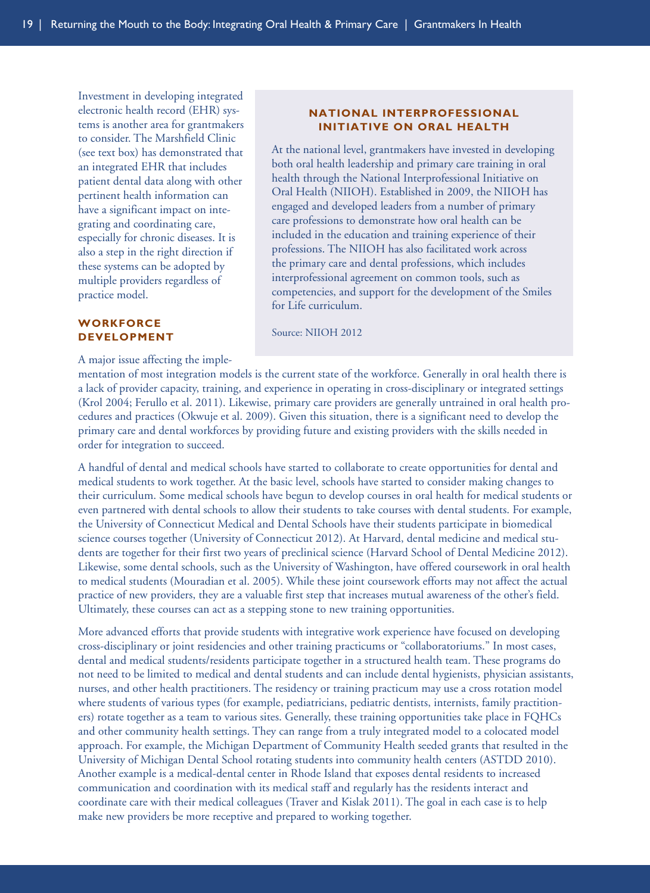Investment in developing integrated electronic health record (EHR) systems is another area for grantmakers to consider. The Marshfield Clinic (see text box) has demonstrated that an integrated EHR that includes patient dental data along with other pertinent health information can have a significant impact on integrating and coordinating care, especially for chronic diseases. It is also a step in the right direction if these systems can be adopted by multiple providers regardless of practice model.

### NATIONAL INTERPROFESSIONAL INITIATIVE ON ORAL HEALTH

At the national level, grantmakers have invested in developing both oral health leadership and primary care training in oral health through the National Interprofessional Initiative on Oral Health (NIIOH). Established in 2009, the NIIOH has engaged and developed leaders from a number of primary care professions to demonstrate how oral health can be included in the education and training experience of their professions. The NIIOH has also facilitated work across the primary care and dental professions, which includes interprofessional agreement on common tools, such as competencies, and support for the development of the Smiles for Life curriculum.

Source: NIIOH 2012

## WORKFORCE DEVELOPMENT

A major issue affecting the implementation of most integration models is the current state of the workforce. Generally in oral health there is a lack of provider capacity, training, and experience in operating in cross-disciplinary or integrated settings (Krol 2004; Ferullo et al. 2011). Likewise, primary care providers are generally untrained in oral health procedures and practices (Okwuje et al. 2009). Given this situation, there is a significant need to develop the primary care and dental workforces by providing future and existing providers with the skills needed in order for integration to succeed.

A handful of dental and medical schools have started to collaborate to create opportunities for dental and medical students to work together. At the basic level, schools have started to consider making changes to their curriculum. Some medical schools have begun to develop courses in oral health for medical students or even partnered with dental schools to allow their students to take courses with dental students. For example, the University of Connecticut Medical and Dental Schools have their students participate in biomedical science courses together (University of Connecticut 2012). At Harvard, dental medicine and medical students are together for their first two years of preclinical science (Harvard School of Dental Medicine 2012). Likewise, some dental schools, such as the University of Washington, have offered coursework in oral health to medical students (Mouradian et al. 2005). While these joint coursework efforts may not affect the actual practice of new providers, they are a valuable first step that increases mutual awareness of the other's field. Ultimately, these courses can act as a stepping stone to new training opportunities.

More advanced efforts that provide students with integrative work experience have focused on developing cross-disciplinary or joint residencies and other training practicums or "collaboratoriums." In most cases, dental and medical students/residents participate together in a structured health team. These programs do not need to be limited to medical and dental students and can include dental hygienists, physician assistants, nurses, and other health practitioners. The residency or training practicum may use a cross rotation model where students of various types (for example, pediatricians, pediatric dentists, internists, family practitioners) rotate together as a team to various sites. Generally, these training opportunities take place in FQHCs and other community health settings. They can range from a truly integrated model to a colocated model approach. For example, the Michigan Department of Community Health seeded grants that resulted in the University of Michigan Dental School rotating students into community health centers (ASTDD 2010). Another example is a medical-dental center in Rhode Island that exposes dental residents to increased communication and coordination with its medical staff and regularly has the residents interact and coordinate care with their medical colleagues (Traver and Kislak 2011). The goal in each case is to help make new providers be more receptive and prepared to working together.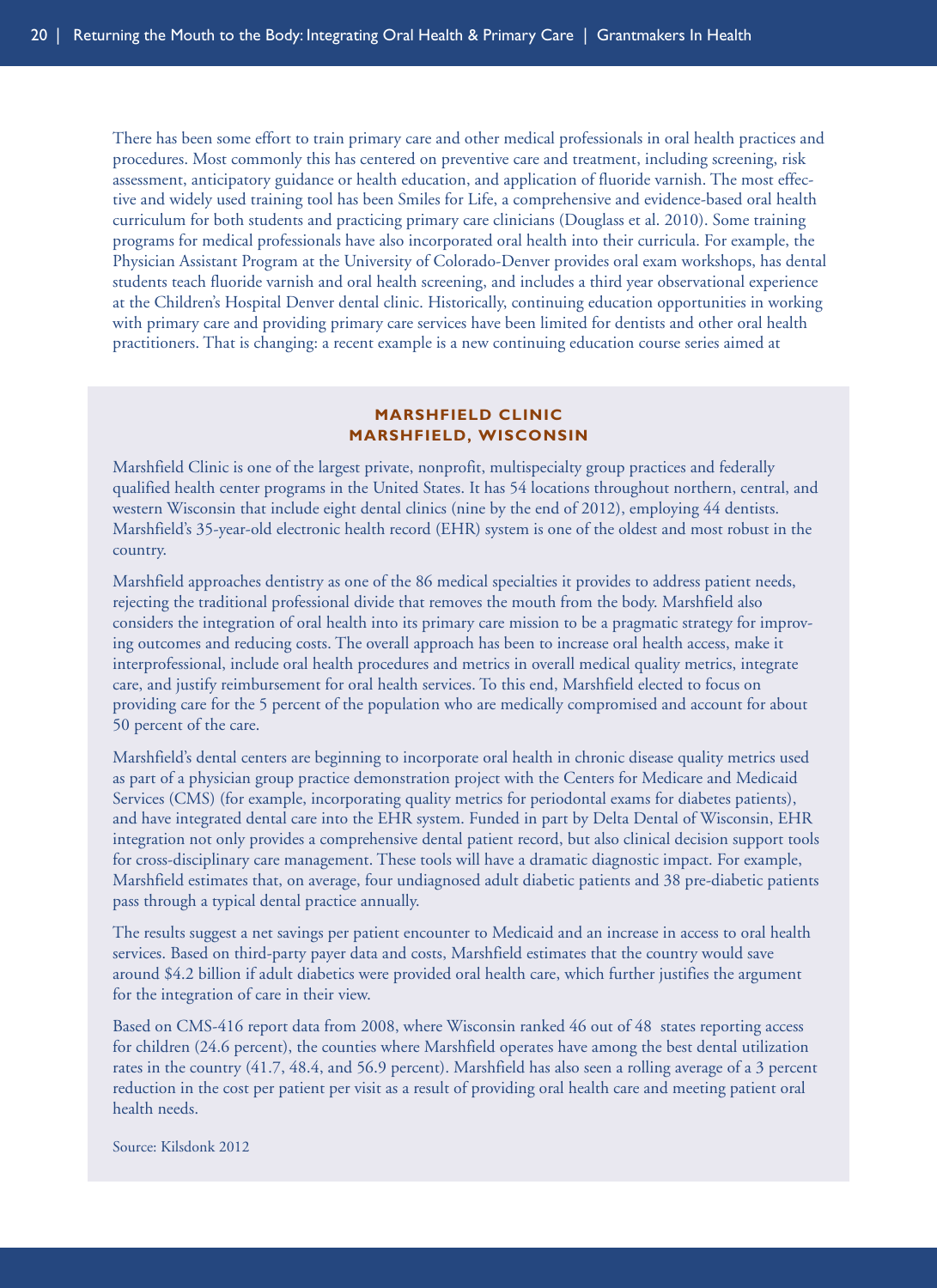There has been some effort to train primary care and other medical professionals in oral health practices and procedures. Most commonly this has centered on preventive care and treatment, including screening, risk assessment, anticipatory guidance or health education, and application of fluoride varnish. The most effective and widely used training tool has been Smiles for Life, a comprehensive and evidence-based oral health curriculum for both students and practicing primary care clinicians (Douglass et al. 2010). Some training programs for medical professionals have also incorporated oral health into their curricula. For example, the Physician Assistant Program at the University of Colorado-Denver provides oral exam workshops, has dental students teach fluoride varnish and oral health screening, and includes a third year observational experience at the Children's Hospital Denver dental clinic. Historically, continuing education opportunities in working with primary care and providing primary care services have been limited for dentists and other oral health practitioners. That is changing: a recent example is a new continuing education course series aimed at

## MARSHFIELD CLINIC
## MARSHFIELD, WISCONSIN

Marshfield Clinic is one of the largest private, nonprofit, multispecialty group practices and federally qualified health center programs in the United States. It has 54 locations throughout northern, central, and western Wisconsin that include eight dental clinics (nine by the end of 2012), employing 44 dentists. Marshfield's 35-year-old electronic health record (EHR) system is one of the oldest and most robust in the country.

Marshfield approaches dentistry as one of the 86 medical specialties it provides to address patient needs, rejecting the traditional professional divide that removes the mouth from the body. Marshfield also considers the integration of oral health into its primary care mission to be a pragmatic strategy for improving outcomes and reducing costs. The overall approach has been to increase oral health access, make it interprofessional, include oral health procedures and metrics in overall medical quality metrics, integrate care, and justify reimbursement for oral health services. To this end, Marshfield elected to focus on providing care for the 5 percent of the population who are medically compromised and account for about 50 percent of the care.

Marshfield's dental centers are beginning to incorporate oral health in chronic disease quality metrics used as part of a physician group practice demonstration project with the Centers for Medicare and Medicaid Services (CMS) (for example, incorporating quality metrics for periodontal exams for diabetes patients), and have integrated dental care into the EHR system. Funded in part by Delta Dental of Wisconsin, EHR integration not only provides a comprehensive dental patient record, but also clinical decision support tools for cross-disciplinary care management. These tools will have a dramatic diagnostic impact. For example, Marshfield estimates that, on average, four undiagnosed adult diabetic patients and 38 pre-diabetic patients pass through a typical dental practice annually.

The results suggest a net savings per patient encounter to Medicaid and an increase in access to oral health services. Based on third-party payer data and costs, Marshfield estimates that the country would save around $4.2 billion if adult diabetics were provided oral health care, which further justifies the argument for the integration of care in their view.

Based on CMS-416 report data from 2008, where Wisconsin ranked 46 out of 48 states reporting access for children (24.6 percent), the counties where Marshfield operates have among the best dental utilization rates in the country (41.7, 48.4, and 56.9 percent). Marshfield has also seen a rolling average of a 3 percent reduction in the cost per patient per visit as a result of providing oral health care and meeting patient oral health needs.

Source: Kilsdonk 2012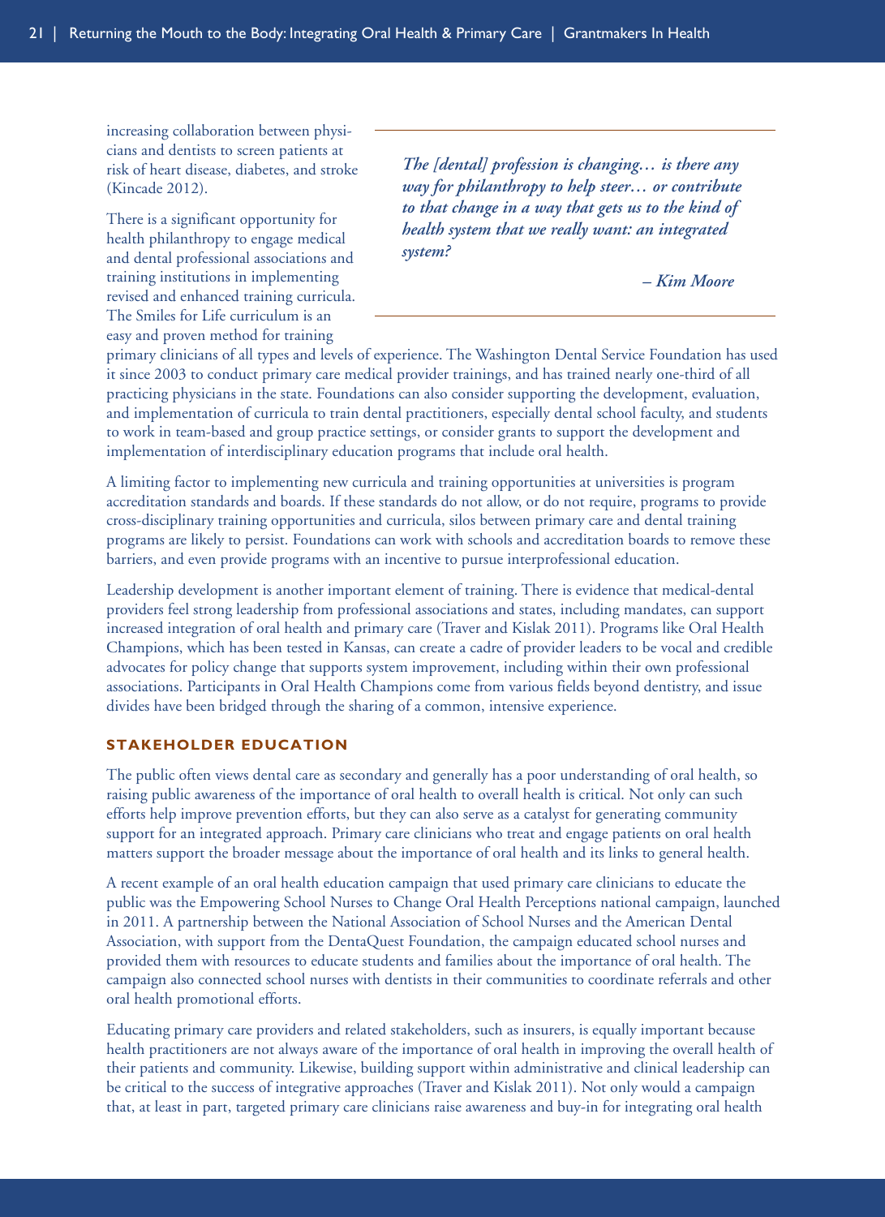increasing collaboration between physicians and dentists to screen patients at risk of heart disease, diabetes, and stroke (Kincade 2012).

> ***The [dental] profession is changing… is there any way for philanthropy to help steer… or contribute to that change in a way that gets us to the kind of health system that we really want: an integrated system?***
>
> ***– Kim Moore***

There is a significant opportunity for health philanthropy to engage medical and dental professional associations and training institutions in implementing revised and enhanced training curricula. The Smiles for Life curriculum is an easy and proven method for training primary clinicians of all types and levels of experience. The Washington Dental Service Foundation has used it since 2003 to conduct primary care medical provider trainings, and has trained nearly one-third of all practicing physicians in the state. Foundations can also consider supporting the development, evaluation, and implementation of curricula to train dental practitioners, especially dental school faculty, and students to work in team-based and group practice settings, or consider grants to support the development and implementation of interdisciplinary education programs that include oral health.

A limiting factor to implementing new curricula and training opportunities at universities is program accreditation standards and boards. If these standards do not allow, or do not require, programs to provide cross-disciplinary training opportunities and curricula, silos between primary care and dental training programs are likely to persist. Foundations can work with schools and accreditation boards to remove these barriers, and even provide programs with an incentive to pursue interprofessional education.

Leadership development is another important element of training. There is evidence that medical-dental providers feel strong leadership from professional associations and states, including mandates, can support increased integration of oral health and primary care (Traver and Kislak 2011). Programs like Oral Health Champions, which has been tested in Kansas, can create a cadre of provider leaders to be vocal and credible advocates for policy change that supports system improvement, including within their own professional associations. Participants in Oral Health Champions come from various fields beyond dentistry, and issue divides have been bridged through the sharing of a common, intensive experience.

## STAKEHOLDER EDUCATION

The public often views dental care as secondary and generally has a poor understanding of oral health, so raising public awareness of the importance of oral health to overall health is critical. Not only can such efforts help improve prevention efforts, but they can also serve as a catalyst for generating community support for an integrated approach. Primary care clinicians who treat and engage patients on oral health matters support the broader message about the importance of oral health and its links to general health.

A recent example of an oral health education campaign that used primary care clinicians to educate the public was the Empowering School Nurses to Change Oral Health Perceptions national campaign, launched in 2011. A partnership between the National Association of School Nurses and the American Dental Association, with support from the DentaQuest Foundation, the campaign educated school nurses and provided them with resources to educate students and families about the importance of oral health. The campaign also connected school nurses with dentists in their communities to coordinate referrals and other oral health promotional efforts.

Educating primary care providers and related stakeholders, such as insurers, is equally important because health practitioners are not always aware of the importance of oral health in improving the overall health of their patients and community. Likewise, building support within administrative and clinical leadership can be critical to the success of integrative approaches (Traver and Kislak 2011). Not only would a campaign that, at least in part, targeted primary care clinicians raise awareness and buy-in for integrating oral health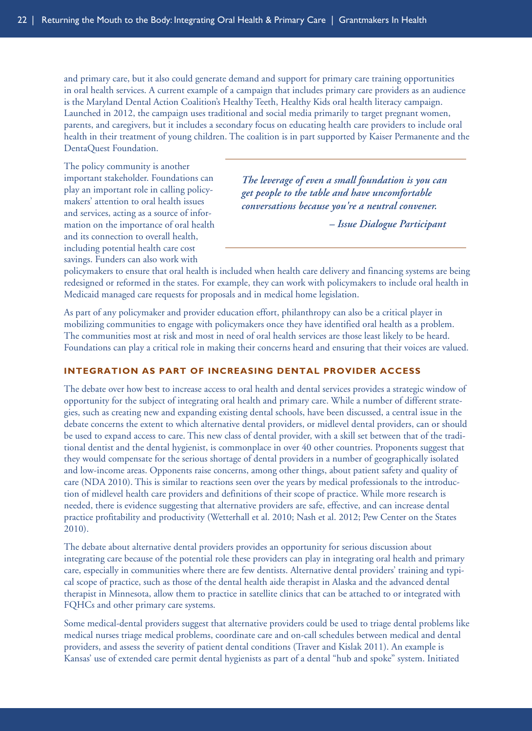and primary care, but it also could generate demand and support for primary care training opportunities in oral health services. A current example of a campaign that includes primary care providers as an audience is the Maryland Dental Action Coalition's Healthy Teeth, Healthy Kids oral health literacy campaign. Launched in 2012, the campaign uses traditional and social media primarily to target pregnant women, parents, and caregivers, but it includes a secondary focus on educating health care providers to include oral health in their treatment of young children. The coalition is in part supported by Kaiser Permanente and the DentaQuest Foundation.

> ***The leverage of even a small foundation is you can get people to the table and have uncomfortable conversations because you're a neutral convener.***
>
> ***– Issue Dialogue Participant***

The policy community is another important stakeholder. Foundations can play an important role in calling policymakers' attention to oral health issues and services, acting as a source of information on the importance of oral health and its connection to overall health, including potential health care cost savings. Funders can also work with policymakers to ensure that oral health is included when health care delivery and financing systems are being redesigned or reformed in the states. For example, they can work with policymakers to include oral health in Medicaid managed care requests for proposals and in medical home legislation.

As part of any policymaker and provider education effort, philanthropy can also be a critical player in mobilizing communities to engage with policymakers once they have identified oral health as a problem. The communities most at risk and most in need of oral health services are those least likely to be heard. Foundations can play a critical role in making their concerns heard and ensuring that their voices are valued.

## INTEGRATION AS PART OF INCREASING DENTAL PROVIDER ACCESS

The debate over how best to increase access to oral health and dental services provides a strategic window of opportunity for the subject of integrating oral health and primary care. While a number of different strategies, such as creating new and expanding existing dental schools, have been discussed, a central issue in the debate concerns the extent to which alternative dental providers, or midlevel dental providers, can or should be used to expand access to care. This new class of dental provider, with a skill set between that of the traditional dentist and the dental hygienist, is commonplace in over 40 other countries. Proponents suggest that they would compensate for the serious shortage of dental providers in a number of geographically isolated and low-income areas. Opponents raise concerns, among other things, about patient safety and quality of care (NDA 2010). This is similar to reactions seen over the years by medical professionals to the introduction of midlevel health care providers and definitions of their scope of practice. While more research is needed, there is evidence suggesting that alternative providers are safe, effective, and can increase dental practice profitability and productivity (Wetterhall et al. 2010; Nash et al. 2012; Pew Center on the States 2010).

The debate about alternative dental providers provides an opportunity for serious discussion about integrating care because of the potential role these providers can play in integrating oral health and primary care, especially in communities where there are few dentists. Alternative dental providers' training and typical scope of practice, such as those of the dental health aide therapist in Alaska and the advanced dental therapist in Minnesota, allow them to practice in satellite clinics that can be attached to or integrated with FQHCs and other primary care systems.

Some medical-dental providers suggest that alternative providers could be used to triage dental problems like medical nurses triage medical problems, coordinate care and on-call schedules between medical and dental providers, and assess the severity of patient dental conditions (Traver and Kislak 2011). An example is Kansas' use of extended care permit dental hygienists as part of a dental "hub and spoke" system. Initiated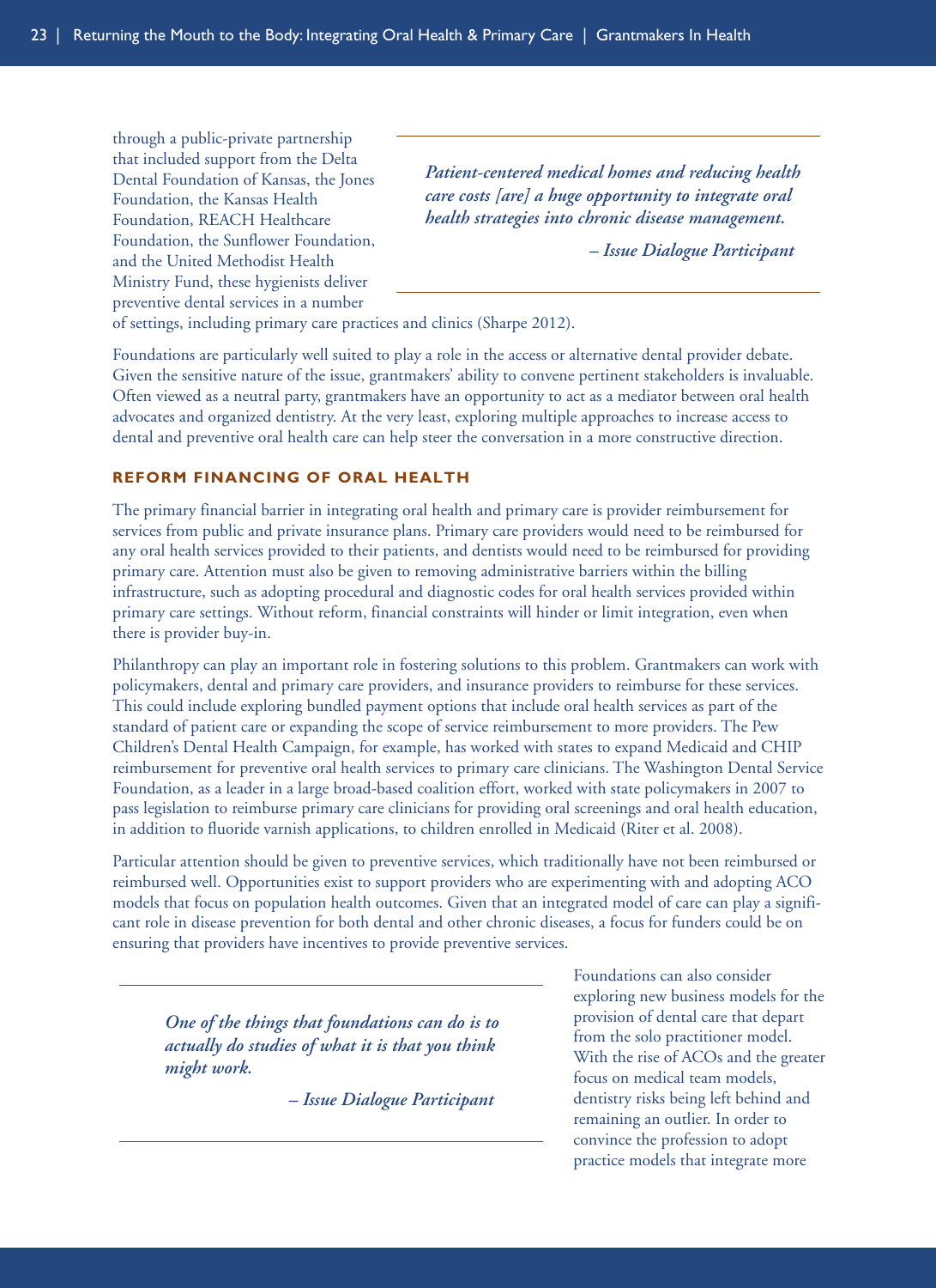through a public-private partnership that included support from the Delta Dental Foundation of Kansas, the Jones Foundation, the Kansas Health Foundation, REACH Healthcare Foundation, the Sunflower Foundation, and the United Methodist Health Ministry Fund, these hygienists deliver preventive dental services in a number of settings, including primary care practices and clinics (Sharpe 2012).

> ***Patient-centered medical homes and reducing health care costs [are] a huge opportunity to integrate oral health strategies into chronic disease management.***
>
> ***– Issue Dialogue Participant***

Foundations are particularly well suited to play a role in the access or alternative dental provider debate. Given the sensitive nature of the issue, grantmakers' ability to convene pertinent stakeholders is invaluable. Often viewed as a neutral party, grantmakers have an opportunity to act as a mediator between oral health advocates and organized dentistry. At the very least, exploring multiple approaches to increase access to dental and preventive oral health care can help steer the conversation in a more constructive direction.

## REFORM FINANCING OF ORAL HEALTH

The primary financial barrier in integrating oral health and primary care is provider reimbursement for services from public and private insurance plans. Primary care providers would need to be reimbursed for any oral health services provided to their patients, and dentists would need to be reimbursed for providing primary care. Attention must also be given to removing administrative barriers within the billing infrastructure, such as adopting procedural and diagnostic codes for oral health services provided within primary care settings. Without reform, financial constraints will hinder or limit integration, even when there is provider buy-in.

Philanthropy can play an important role in fostering solutions to this problem. Grantmakers can work with policymakers, dental and primary care providers, and insurance providers to reimburse for these services. This could include exploring bundled payment options that include oral health services as part of the standard of patient care or expanding the scope of service reimbursement to more providers. The Pew Children's Dental Health Campaign, for example, has worked with states to expand Medicaid and CHIP reimbursement for preventive oral health services to primary care clinicians. The Washington Dental Service Foundation, as a leader in a large broad-based coalition effort, worked with state policymakers in 2007 to pass legislation to reimburse primary care clinicians for providing oral screenings and oral health education, in addition to fluoride varnish applications, to children enrolled in Medicaid (Riter et al. 2008).

Particular attention should be given to preventive services, which traditionally have not been reimbursed or reimbursed well. Opportunities exist to support providers who are experimenting with and adopting ACO models that focus on population health outcomes. Given that an integrated model of care can play a significant role in disease prevention for both dental and other chronic diseases, a focus for funders could be on ensuring that providers have incentives to provide preventive services.

> ***One of the things that foundations can do is to actually do studies of what it is that you think might work.***
>
> ***– Issue Dialogue Participant***

Foundations can also consider exploring new business models for the provision of dental care that depart from the solo practitioner model. With the rise of ACOs and the greater focus on medical team models, dentistry risks being left behind and remaining an outlier. In order to convince the profession to adopt practice models that integrate more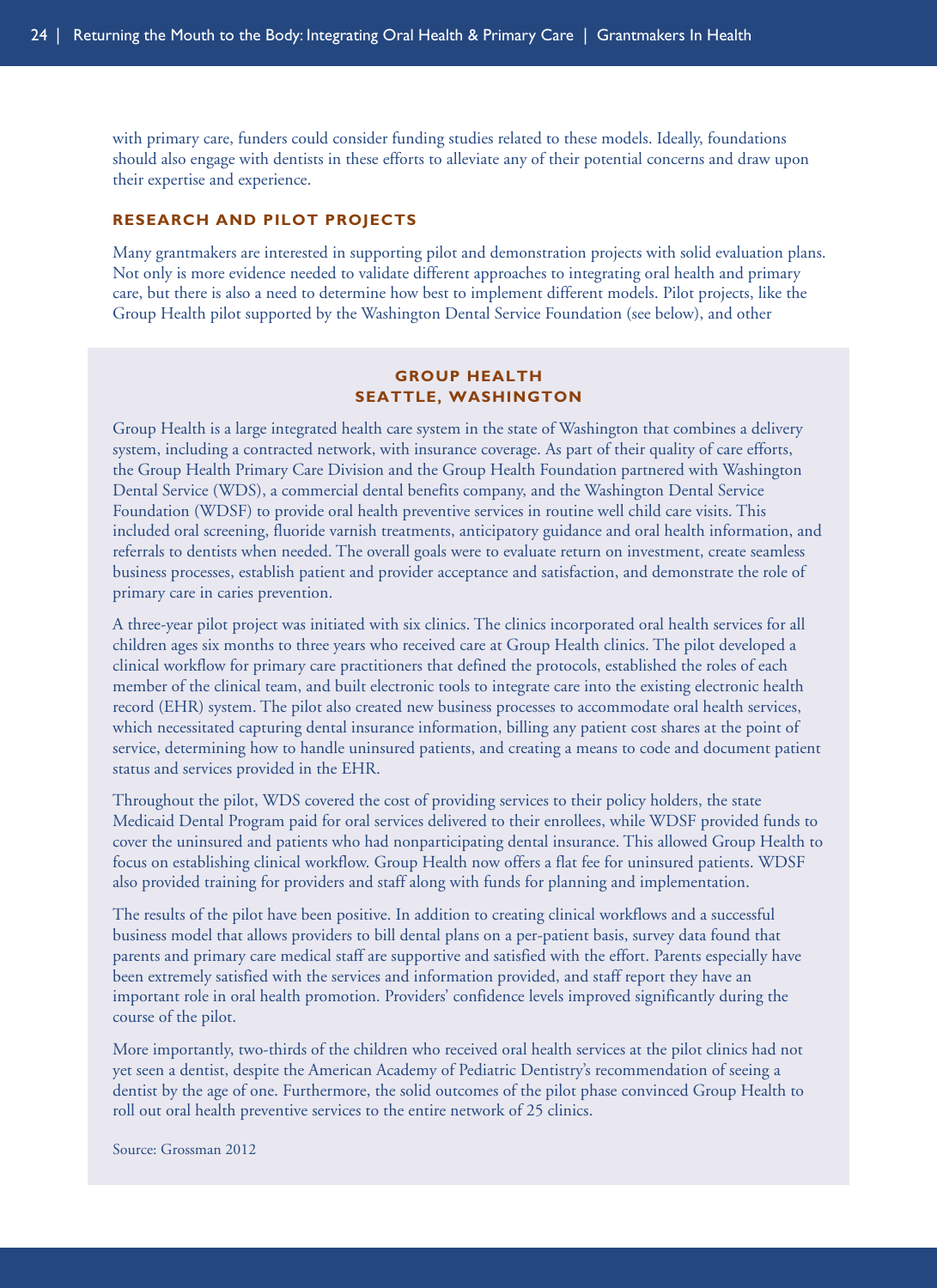with primary care, funders could consider funding studies related to these models. Ideally, foundations should also engage with dentists in these efforts to alleviate any of their potential concerns and draw upon their expertise and experience.

### RESEARCH AND PILOT PROJECTS

Many grantmakers are interested in supporting pilot and demonstration projects with solid evaluation plans. Not only is more evidence needed to validate different approaches to integrating oral health and primary care, but there is also a need to determine how best to implement different models. Pilot projects, like the Group Health pilot supported by the Washington Dental Service Foundation (see below), and other

### GROUP HEALTH
### SEATTLE, WASHINGTON

Group Health is a large integrated health care system in the state of Washington that combines a delivery system, including a contracted network, with insurance coverage. As part of their quality of care efforts, the Group Health Primary Care Division and the Group Health Foundation partnered with Washington Dental Service (WDS), a commercial dental benefits company, and the Washington Dental Service Foundation (WDSF) to provide oral health preventive services in routine well child care visits. This included oral screening, fluoride varnish treatments, anticipatory guidance and oral health information, and referrals to dentists when needed. The overall goals were to evaluate return on investment, create seamless business processes, establish patient and provider acceptance and satisfaction, and demonstrate the role of primary care in caries prevention.

A three-year pilot project was initiated with six clinics. The clinics incorporated oral health services for all children ages six months to three years who received care at Group Health clinics. The pilot developed a clinical workflow for primary care practitioners that defined the protocols, established the roles of each member of the clinical team, and built electronic tools to integrate care into the existing electronic health record (EHR) system. The pilot also created new business processes to accommodate oral health services, which necessitated capturing dental insurance information, billing any patient cost shares at the point of service, determining how to handle uninsured patients, and creating a means to code and document patient status and services provided in the EHR.

Throughout the pilot, WDS covered the cost of providing services to their policy holders, the state Medicaid Dental Program paid for oral services delivered to their enrollees, while WDSF provided funds to cover the uninsured and patients who had nonparticipating dental insurance. This allowed Group Health to focus on establishing clinical workflow. Group Health now offers a flat fee for uninsured patients. WDSF also provided training for providers and staff along with funds for planning and implementation.

The results of the pilot have been positive. In addition to creating clinical workflows and a successful business model that allows providers to bill dental plans on a per-patient basis, survey data found that parents and primary care medical staff are supportive and satisfied with the effort. Parents especially have been extremely satisfied with the services and information provided, and staff report they have an important role in oral health promotion. Providers' confidence levels improved significantly during the course of the pilot.

More importantly, two-thirds of the children who received oral health services at the pilot clinics had not yet seen a dentist, despite the American Academy of Pediatric Dentistry's recommendation of seeing a dentist by the age of one. Furthermore, the solid outcomes of the pilot phase convinced Group Health to roll out oral health preventive services to the entire network of 25 clinics.

Source: Grossman 2012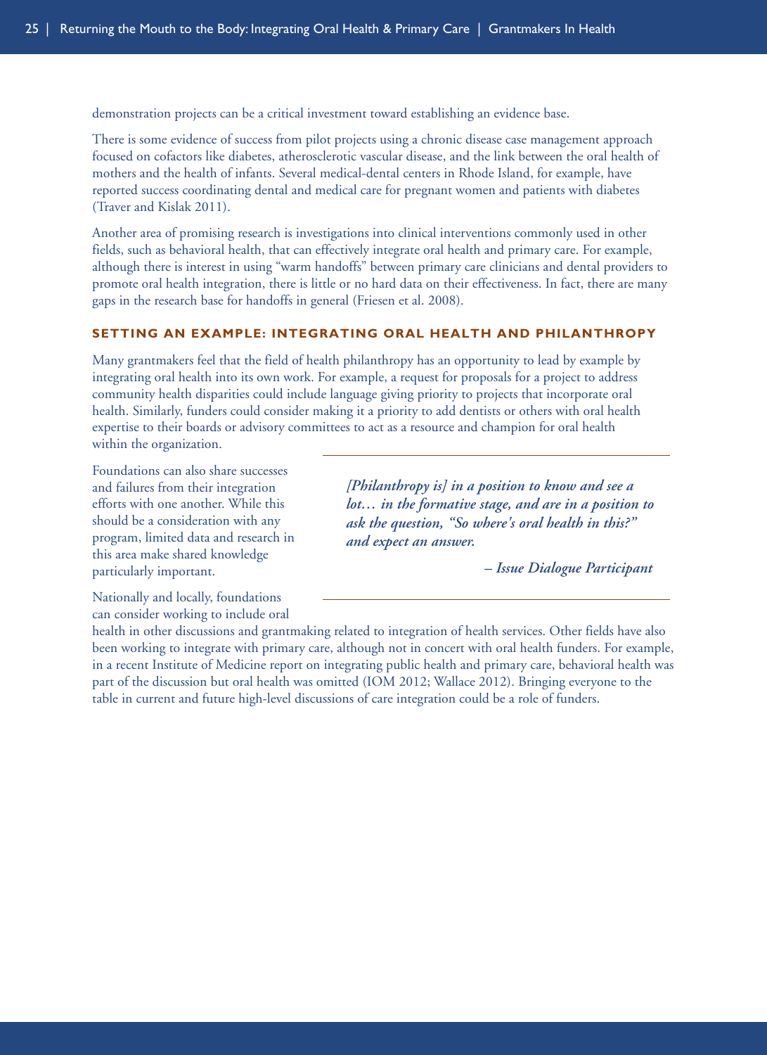demonstration projects can be a critical investment toward establishing an evidence base.

There is some evidence of success from pilot projects using a chronic disease case management approach focused on cofactors like diabetes, atherosclerotic vascular disease, and the link between the oral health of mothers and the health of infants. Several medical-dental centers in Rhode Island, for example, have reported success coordinating dental and medical care for pregnant women and patients with diabetes (Traver and Kislak 2011).

Another area of promising research is investigations into clinical interventions commonly used in other fields, such as behavioral health, that can effectively integrate oral health and primary care. For example, although there is interest in using "warm handoffs" between primary care clinicians and dental providers to promote oral health integration, there is little or no hard data on their effectiveness. In fact, there are many gaps in the research base for handoffs in general (Friesen et al. 2008).

## SETTING AN EXAMPLE: INTEGRATING ORAL HEALTH AND PHILANTHROPY

Many grantmakers feel that the field of health philanthropy has an opportunity to lead by example by integrating oral health into its own work. For example, a request for proposals for a project to address community health disparities could include language giving priority to projects that incorporate oral health. Similarly, funders could consider making it a priority to add dentists or others with oral health expertise to their boards or advisory committees to act as a resource and champion for oral health within the organization.

Foundations can also share successes and failures from their integration efforts with one another. While this should be a consideration with any program, limited data and research in this area make shared knowledge particularly important.

Nationally and locally, foundations can consider working to include oral health in other discussions and grantmaking related to integration of health services. Other fields have also been working to integrate with primary care, although not in concert with oral health funders. For example, in a recent Institute of Medicine report on integrating public health and primary care, behavioral health was part of the discussion but oral health was omitted (IOM 2012; Wallace 2012). Bringing everyone to the table in current and future high-level discussions of care integration could be a role of funders.

> ***[Philanthropy is] in a position to know and see a lot… in the formative stage, and are in a position to ask the question, "So where's oral health in this?" and expect an answer.***
>
> ***– Issue Dialogue Participant***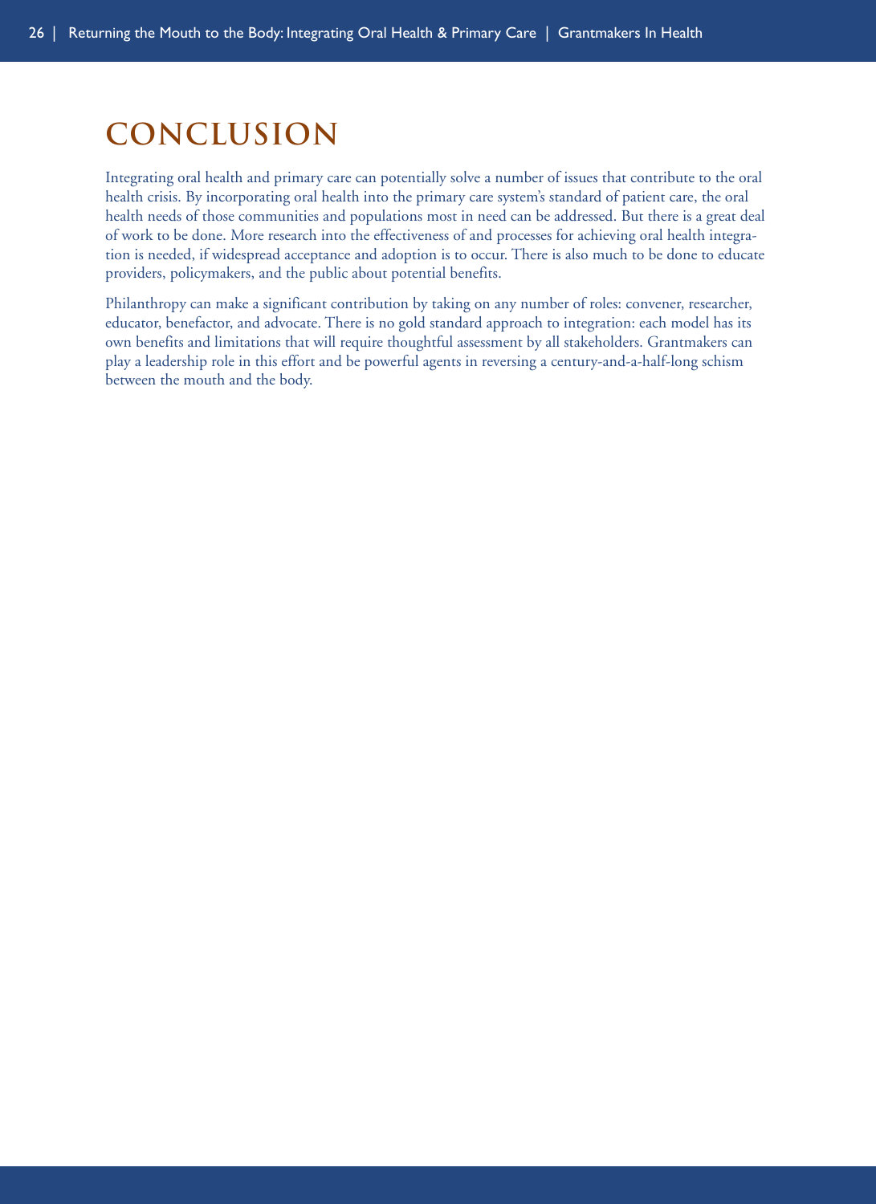# CONCLUSION

Integrating oral health and primary care can potentially solve a number of issues that contribute to the oral health crisis. By incorporating oral health into the primary care system's standard of patient care, the oral health needs of those communities and populations most in need can be addressed. But there is a great deal of work to be done. More research into the effectiveness of and processes for achieving oral health integration is needed, if widespread acceptance and adoption is to occur. There is also much to be done to educate providers, policymakers, and the public about potential benefits.

Philanthropy can make a significant contribution by taking on any number of roles: convener, researcher, educator, benefactor, and advocate. There is no gold standard approach to integration: each model has its own benefits and limitations that will require thoughtful assessment by all stakeholders. Grantmakers can play a leadership role in this effort and be powerful agents in reversing a century-and-a-half-long schism between the mouth and the body.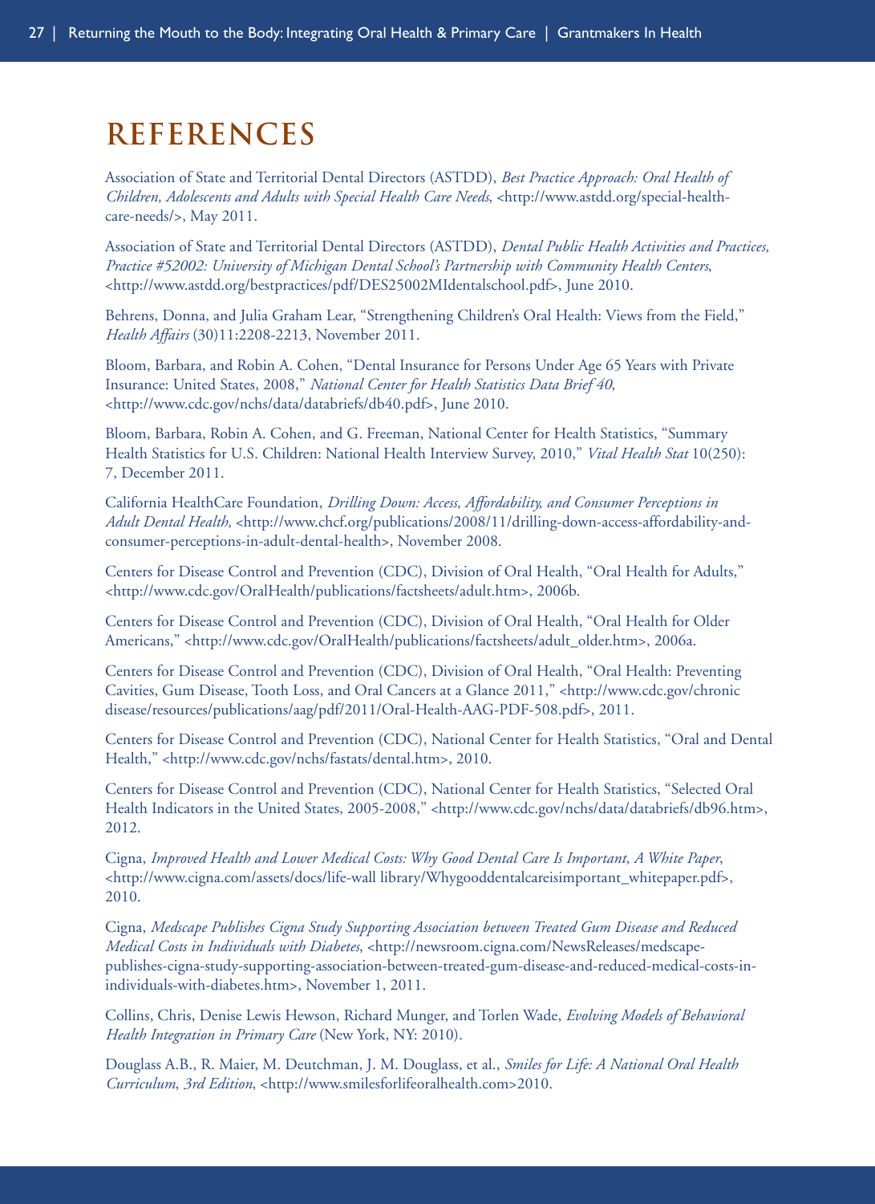# REFERENCES

Association of State and Territorial Dental Directors (ASTDD), *Best Practice Approach: Oral Health of Children, Adolescents and Adults with Special Health Care Needs*, <http://www.astdd.org/special-health-care-needs/>, May 2011.

Association of State and Territorial Dental Directors (ASTDD), *Dental Public Health Activities and Practices, Practice #52002: University of Michigan Dental School's Partnership with Community Health Centers*, <http://www.astdd.org/bestpractices/pdf/DES25002MIdentalschool.pdf>, June 2010.

Behrens, Donna, and Julia Graham Lear, "Strengthening Children's Oral Health: Views from the Field," *Health Affairs* (30)11:2208-2213, November 2011.

Bloom, Barbara, and Robin A. Cohen, "Dental Insurance for Persons Under Age 65 Years with Private Insurance: United States, 2008," *National Center for Health Statistics Data Brief 40*, <http://www.cdc.gov/nchs/data/databriefs/db40.pdf>, June 2010.

Bloom, Barbara, Robin A. Cohen, and G. Freeman, National Center for Health Statistics, "Summary Health Statistics for U.S. Children: National Health Interview Survey, 2010," *Vital Health Stat* 10(250): 7, December 2011.

California HealthCare Foundation, *Drilling Down: Access, Affordability, and Consumer Perceptions in Adult Dental Health,* <http://www.chcf.org/publications/2008/11/drilling-down-access-affordability-and-consumer-perceptions-in-adult-dental-health>, November 2008.

Centers for Disease Control and Prevention (CDC), Division of Oral Health, "Oral Health for Adults," <http://www.cdc.gov/OralHealth/publications/factsheets/adult.htm>, 2006b.

Centers for Disease Control and Prevention (CDC), Division of Oral Health, "Oral Health for Older Americans," <http://www.cdc.gov/OralHealth/publications/factsheets/adult_older.htm>, 2006a.

Centers for Disease Control and Prevention (CDC), Division of Oral Health, "Oral Health: Preventing Cavities, Gum Disease, Tooth Loss, and Oral Cancers at a Glance 2011," <http://www.cdc.gov/chronic disease/resources/publications/aag/pdf/2011/Oral-Health-AAG-PDF-508.pdf>, 2011.

Centers for Disease Control and Prevention (CDC), National Center for Health Statistics, "Oral and Dental Health," <http://www.cdc.gov/nchs/fastats/dental.htm>, 2010.

Centers for Disease Control and Prevention (CDC), National Center for Health Statistics, "Selected Oral Health Indicators in the United States, 2005-2008," <http://www.cdc.gov/nchs/data/databriefs/db96.htm>, 2012.

Cigna, *Improved Health and Lower Medical Costs: Why Good Dental Care Is Important, A White Paper*, <http://www.cigna.com/assets/docs/life-wall library/Whygooddentalcareisimportant_whitepaper.pdf>, 2010.

Cigna, *Medscape Publishes Cigna Study Supporting Association between Treated Gum Disease and Reduced Medical Costs in Individuals with Diabetes*, <http://newsroom.cigna.com/NewsReleases/medscape-publishes-cigna-study-supporting-association-between-treated-gum-disease-and-reduced-medical-costs-in-individuals-with-diabetes.htm>, November 1, 2011.

Collins, Chris, Denise Lewis Hewson, Richard Munger, and Torlen Wade, *Evolving Models of Behavioral Health Integration in Primary Care* (New York, NY: 2010).

Douglass A.B., R. Maier, M. Deutchman, J. M. Douglass, et al., *Smiles for Life: A National Oral Health Curriculum, 3rd Edition*, <http://www.smilesforlifeoralhealth.com>2010.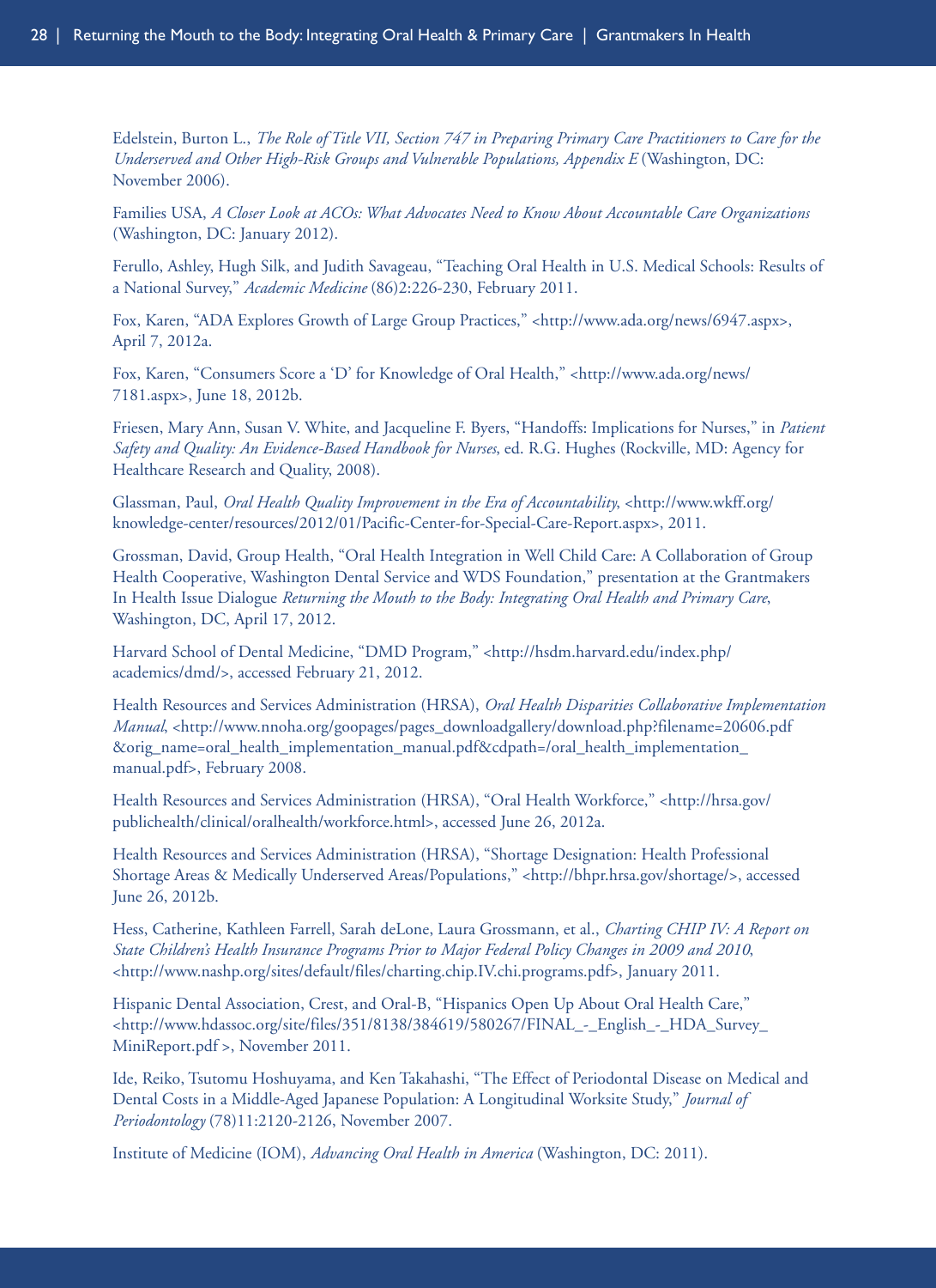Edelstein, Burton L., *The Role of Title VII, Section 747 in Preparing Primary Care Practitioners to Care for the Underserved and Other High-Risk Groups and Vulnerable Populations, Appendix E* (Washington, DC: November 2006).

Families USA, *A Closer Look at ACOs: What Advocates Need to Know About Accountable Care Organizations* (Washington, DC: January 2012).

Ferullo, Ashley, Hugh Silk, and Judith Savageau, "Teaching Oral Health in U.S. Medical Schools: Results of a National Survey," *Academic Medicine* (86)2:226-230, February 2011.

Fox, Karen, "ADA Explores Growth of Large Group Practices," <http://www.ada.org/news/6947.aspx>, April 7, 2012a.

Fox, Karen, "Consumers Score a 'D' for Knowledge of Oral Health," <http://www.ada.org/news/7181.aspx>, June 18, 2012b.

Friesen, Mary Ann, Susan V. White, and Jacqueline F. Byers, "Handoffs: Implications for Nurses," in *Patient Safety and Quality: An Evidence-Based Handbook for Nurses*, ed. R.G. Hughes (Rockville, MD: Agency for Healthcare Research and Quality, 2008).

Glassman, Paul, *Oral Health Quality Improvement in the Era of Accountability*, <http://www.wkff.org/knowledge-center/resources/2012/01/Pacific-Center-for-Special-Care-Report.aspx>, 2011.

Grossman, David, Group Health, "Oral Health Integration in Well Child Care: A Collaboration of Group Health Cooperative, Washington Dental Service and WDS Foundation," presentation at the Grantmakers In Health Issue Dialogue *Returning the Mouth to the Body: Integrating Oral Health and Primary Care*, Washington, DC, April 17, 2012.

Harvard School of Dental Medicine, "DMD Program," <http://hsdm.harvard.edu/index.php/academics/dmd/>, accessed February 21, 2012.

Health Resources and Services Administration (HRSA), *Oral Health Disparities Collaborative Implementation Manual*, <http://www.nnoha.org/goopages/pages_downloadgallery/download.php?filename=20606.pdf&orig_name=oral_health_implementation_manual.pdf&cdpath=/oral_health_implementation_manual.pdf>, February 2008.

Health Resources and Services Administration (HRSA), "Oral Health Workforce," <http://hrsa.gov/publichealth/clinical/oralhealth/workforce.html>, accessed June 26, 2012a.

Health Resources and Services Administration (HRSA), "Shortage Designation: Health Professional Shortage Areas & Medically Underserved Areas/Populations," <http://bhpr.hrsa.gov/shortage/>, accessed June 26, 2012b.

Hess, Catherine, Kathleen Farrell, Sarah deLone, Laura Grossmann, et al., *Charting CHIP IV: A Report on State Children's Health Insurance Programs Prior to Major Federal Policy Changes in 2009 and 2010*, <http://www.nashp.org/sites/default/files/charting.chip.IV.chi.programs.pdf>, January 2011.

Hispanic Dental Association, Crest, and Oral-B, "Hispanics Open Up About Oral Health Care," <http://www.hdassoc.org/site/files/351/8138/384619/580267/FINAL_-_English_-_HDA_Survey_MiniReport.pdf >, November 2011.

Ide, Reiko, Tsutomu Hoshuyama, and Ken Takahashi, "The Effect of Periodontal Disease on Medical and Dental Costs in a Middle-Aged Japanese Population: A Longitudinal Worksite Study," *Journal of Periodontology* (78)11:2120-2126, November 2007.

Institute of Medicine (IOM), *Advancing Oral Health in America* (Washington, DC: 2011).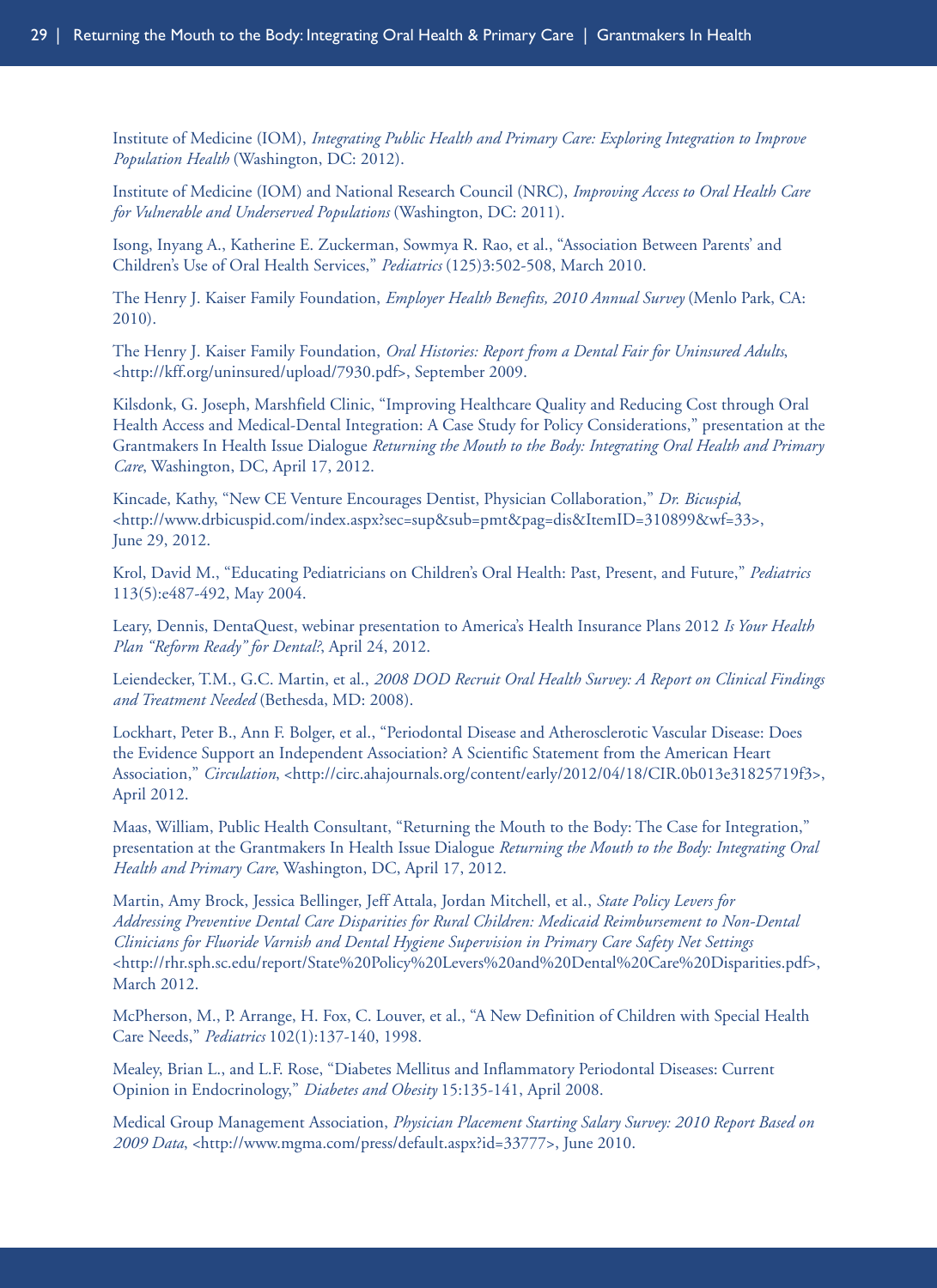Institute of Medicine (IOM), *Integrating Public Health and Primary Care: Exploring Integration to Improve Population Health* (Washington, DC: 2012).

Institute of Medicine (IOM) and National Research Council (NRC), *Improving Access to Oral Health Care for Vulnerable and Underserved Populations* (Washington, DC: 2011).

Isong, Inyang A., Katherine E. Zuckerman, Sowmya R. Rao, et al., "Association Between Parents' and Children's Use of Oral Health Services," *Pediatrics* (125)3:502-508, March 2010.

The Henry J. Kaiser Family Foundation, *Employer Health Benefits, 2010 Annual Survey* (Menlo Park, CA: 2010).

The Henry J. Kaiser Family Foundation, *Oral Histories: Report from a Dental Fair for Uninsured Adults*, <http://kff.org/uninsured/upload/7930.pdf>, September 2009.

Kilsdonk, G. Joseph, Marshfield Clinic, "Improving Healthcare Quality and Reducing Cost through Oral Health Access and Medical-Dental Integration: A Case Study for Policy Considerations," presentation at the Grantmakers In Health Issue Dialogue *Returning the Mouth to the Body: Integrating Oral Health and Primary Care*, Washington, DC, April 17, 2012.

Kincade, Kathy, "New CE Venture Encourages Dentist, Physician Collaboration," *Dr. Bicuspid*, <http://www.drbicuspid.com/index.aspx?sec=sup&sub=pmt&pag=dis&ItemID=310899&wf=33>, June 29, 2012.

Krol, David M., "Educating Pediatricians on Children's Oral Health: Past, Present, and Future," *Pediatrics* 113(5):e487-492, May 2004.

Leary, Dennis, DentaQuest, webinar presentation to America's Health Insurance Plans 2012 *Is Your Health Plan "Reform Ready" for Dental?*, April 24, 2012.

Leiendecker, T.M., G.C. Martin, et al., *2008 DOD Recruit Oral Health Survey: A Report on Clinical Findings and Treatment Needed* (Bethesda, MD: 2008).

Lockhart, Peter B., Ann F. Bolger, et al., "Periodontal Disease and Atherosclerotic Vascular Disease: Does the Evidence Support an Independent Association? A Scientific Statement from the American Heart Association," *Circulation*, <http://circ.ahajournals.org/content/early/2012/04/18/CIR.0b013e31825719f3>, April 2012.

Maas, William, Public Health Consultant, "Returning the Mouth to the Body: The Case for Integration," presentation at the Grantmakers In Health Issue Dialogue *Returning the Mouth to the Body: Integrating Oral Health and Primary Care*, Washington, DC, April 17, 2012.

Martin, Amy Brock, Jessica Bellinger, Jeff Attala, Jordan Mitchell, et al., *State Policy Levers for Addressing Preventive Dental Care Disparities for Rural Children: Medicaid Reimbursement to Non-Dental Clinicians for Fluoride Varnish and Dental Hygiene Supervision in Primary Care Safety Net Settings* <http://rhr.sph.sc.edu/report/State%20Policy%20Levers%20and%20Dental%20Care%20Disparities.pdf>, March 2012.

McPherson, M., P. Arrange, H. Fox, C. Louver, et al., "A New Definition of Children with Special Health Care Needs," *Pediatrics* 102(1):137-140, 1998.

Mealey, Brian L., and L.F. Rose, "Diabetes Mellitus and Inflammatory Periodontal Diseases: Current Opinion in Endocrinology," *Diabetes and Obesity* 15:135-141, April 2008.

Medical Group Management Association, *Physician Placement Starting Salary Survey: 2010 Report Based on 2009 Data*, <http://www.mgma.com/press/default.aspx?id=33777>, June 2010.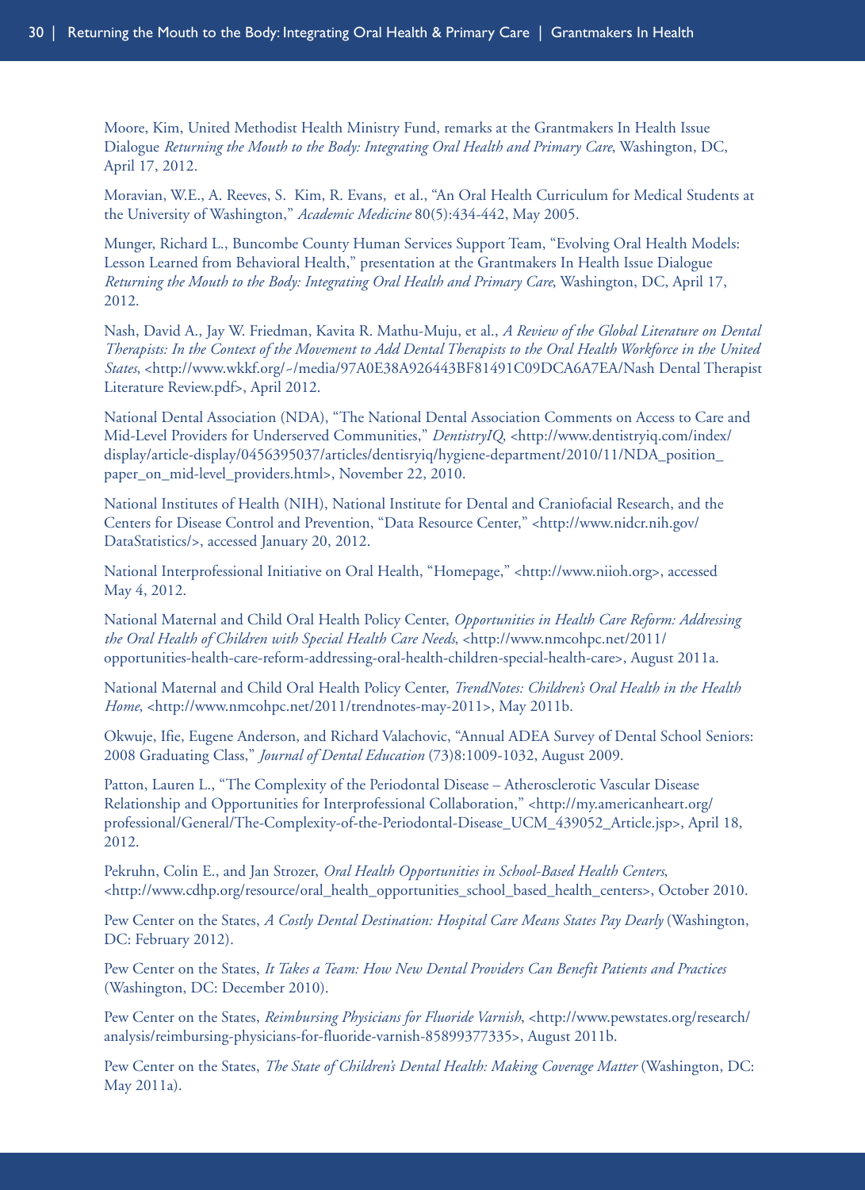Moore, Kim, United Methodist Health Ministry Fund, remarks at the Grantmakers In Health Issue Dialogue *Returning the Mouth to the Body: Integrating Oral Health and Primary Care*, Washington, DC, April 17, 2012.

Moravian, W.E., A. Reeves, S. Kim, R. Evans, et al., "An Oral Health Curriculum for Medical Students at the University of Washington," *Academic Medicine* 80(5):434-442, May 2005.

Munger, Richard L., Buncombe County Human Services Support Team, "Evolving Oral Health Models: Lesson Learned from Behavioral Health," presentation at the Grantmakers In Health Issue Dialogue *Returning the Mouth to the Body: Integrating Oral Health and Primary Care*, Washington, DC, April 17, 2012.

Nash, David A., Jay W. Friedman, Kavita R. Mathu-Muju, et al., *A Review of the Global Literature on Dental Therapists: In the Context of the Movement to Add Dental Therapists to the Oral Health Workforce in the United States*, <http://www.wkkf.org/~/media/97A0E38A926443BF81491C09DCA6A7EA/Nash Dental Therapist Literature Review.pdf>, April 2012.

National Dental Association (NDA), "The National Dental Association Comments on Access to Care and Mid-Level Providers for Underserved Communities," *DentistryIQ*, <http://www.dentistryiq.com/index/display/article-display/0456395037/articles/dentisryiq/hygiene-department/2010/11/NDA_position_paper_on_mid-level_providers.html>, November 22, 2010.

National Institutes of Health (NIH), National Institute for Dental and Craniofacial Research, and the Centers for Disease Control and Prevention, "Data Resource Center," <http://www.nidcr.nih.gov/DataStatistics/>, accessed January 20, 2012.

National Interprofessional Initiative on Oral Health, "Homepage," <http://www.niioh.org>, accessed May 4, 2012.

National Maternal and Child Oral Health Policy Center, *Opportunities in Health Care Reform: Addressing the Oral Health of Children with Special Health Care Needs*, <http://www.nmcohpc.net/2011/opportunities-health-care-reform-addressing-oral-health-children-special-health-care>, August 2011a.

National Maternal and Child Oral Health Policy Center, *TrendNotes: Children's Oral Health in the Health Home*, <http://www.nmcohpc.net/2011/trendnotes-may-2011>, May 2011b.

Okwuje, Ifie, Eugene Anderson, and Richard Valachovic, "Annual ADEA Survey of Dental School Seniors: 2008 Graduating Class," *Journal of Dental Education* (73)8:1009-1032, August 2009.

Patton, Lauren L., "The Complexity of the Periodontal Disease – Atherosclerotic Vascular Disease Relationship and Opportunities for Interprofessional Collaboration," <http://my.americanheart.org/professional/General/The-Complexity-of-the-Periodontal-Disease_UCM_439052_Article.jsp>, April 18, 2012.

Pekruhn, Colin E., and Jan Strozer, *Oral Health Opportunities in School-Based Health Centers*, <http://www.cdhp.org/resource/oral_health_opportunities_school_based_health_centers>, October 2010.

Pew Center on the States, *A Costly Dental Destination: Hospital Care Means States Pay Dearly* (Washington, DC: February 2012).

Pew Center on the States, *It Takes a Team: How New Dental Providers Can Benefit Patients and Practices* (Washington, DC: December 2010).

Pew Center on the States, *Reimbursing Physicians for Fluoride Varnish*, <http://www.pewstates.org/research/analysis/reimbursing-physicians-for-fluoride-varnish-85899377335>, August 2011b.

Pew Center on the States, *The State of Children's Dental Health: Making Coverage Matter* (Washington, DC: May 2011a).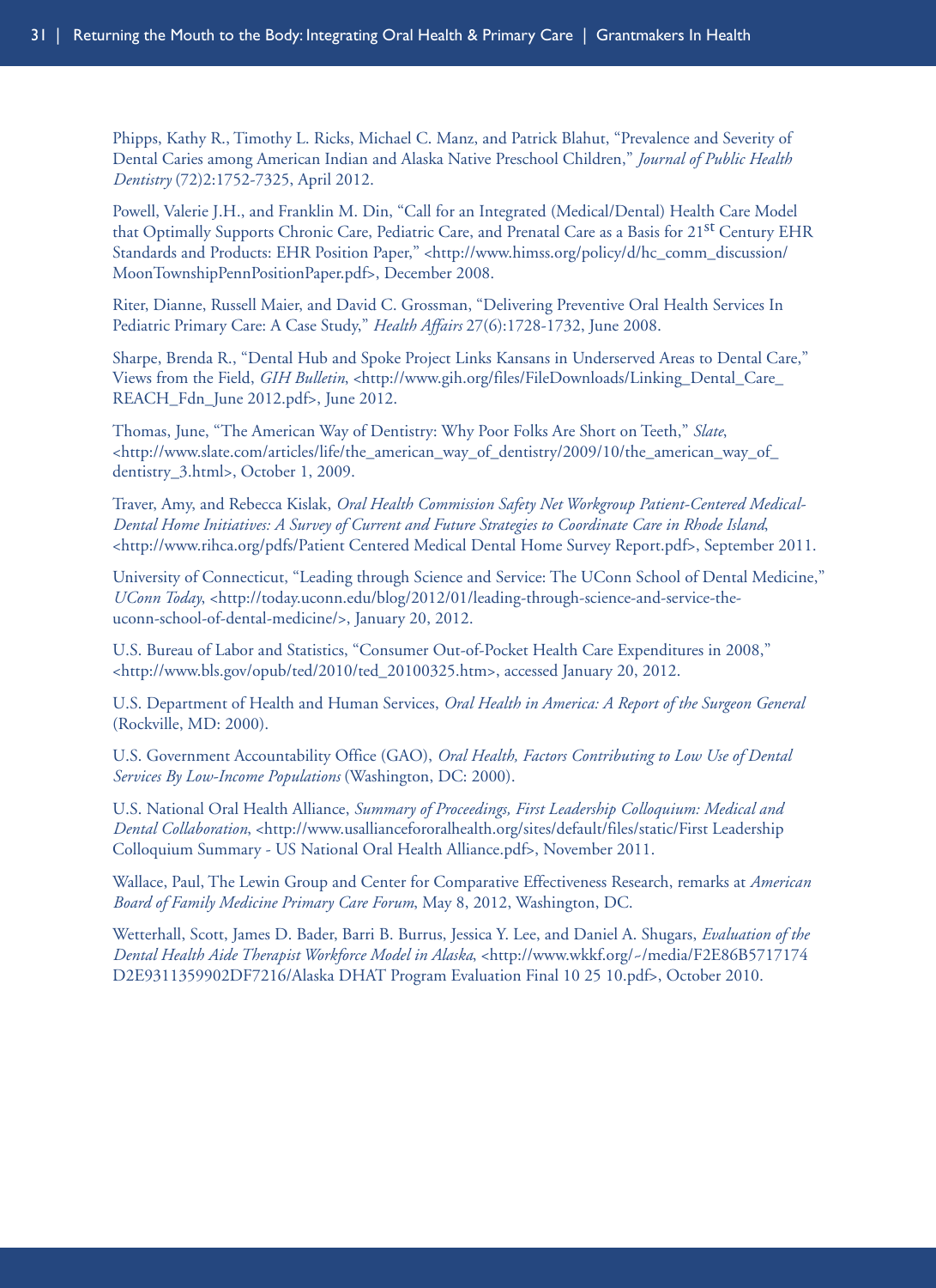Phipps, Kathy R., Timothy L. Ricks, Michael C. Manz, and Patrick Blahut, "Prevalence and Severity of Dental Caries among American Indian and Alaska Native Preschool Children," *Journal of Public Health Dentistry* (72)2:1752-7325, April 2012.

Powell, Valerie J.H., and Franklin M. Din, "Call for an Integrated (Medical/Dental) Health Care Model that Optimally Supports Chronic Care, Pediatric Care, and Prenatal Care as a Basis for 21st Century EHR Standards and Products: EHR Position Paper," <http://www.himss.org/policy/d/hc_comm_discussion/MoonTownshipPennPositionPaper.pdf>, December 2008.

Riter, Dianne, Russell Maier, and David C. Grossman, "Delivering Preventive Oral Health Services In Pediatric Primary Care: A Case Study," *Health Affairs* 27(6):1728-1732, June 2008.

Sharpe, Brenda R., "Dental Hub and Spoke Project Links Kansans in Underserved Areas to Dental Care," Views from the Field, *GIH Bulletin*, <http://www.gih.org/files/FileDownloads/Linking_Dental_Care_REACH_Fdn_June 2012.pdf>, June 2012.

Thomas, June, "The American Way of Dentistry: Why Poor Folks Are Short on Teeth," *Slate*, <http://www.slate.com/articles/life/the_american_way_of_dentistry/2009/10/the_american_way_of_dentistry_3.html>, October 1, 2009.

Traver, Amy, and Rebecca Kislak, *Oral Health Commission Safety Net Workgroup Patient-Centered Medical-Dental Home Initiatives: A Survey of Current and Future Strategies to Coordinate Care in Rhode Island*, <http://www.rihca.org/pdfs/Patient Centered Medical Dental Home Survey Report.pdf>, September 2011.

University of Connecticut, "Leading through Science and Service: The UConn School of Dental Medicine," *UConn Today*, <http://today.uconn.edu/blog/2012/01/leading-through-science-and-service-the-uconn-school-of-dental-medicine/>, January 20, 2012.

U.S. Bureau of Labor and Statistics, "Consumer Out-of-Pocket Health Care Expenditures in 2008," <http://www.bls.gov/opub/ted/2010/ted_20100325.htm>, accessed January 20, 2012.

U.S. Department of Health and Human Services, *Oral Health in America: A Report of the Surgeon General* (Rockville, MD: 2000).

U.S. Government Accountability Office (GAO), *Oral Health, Factors Contributing to Low Use of Dental Services By Low-Income Populations* (Washington, DC: 2000).

U.S. National Oral Health Alliance, *Summary of Proceedings, First Leadership Colloquium: Medical and Dental Collaboration*, <http://www.usalliancefororalhealth.org/sites/default/files/static/First Leadership Colloquium Summary - US National Oral Health Alliance.pdf>, November 2011.

Wallace, Paul, The Lewin Group and Center for Comparative Effectiveness Research, remarks at *American Board of Family Medicine Primary Care Forum*, May 8, 2012, Washington, DC.

Wetterhall, Scott, James D. Bader, Barri B. Burrus, Jessica Y. Lee, and Daniel A. Shugars, *Evaluation of the Dental Health Aide Therapist Workforce Model in Alaska*, <http://www.wkkf.org/~/media/F2E86B5717174D2E9311359902DF7216/Alaska DHAT Program Evaluation Final 10 25 10.pdf>, October 2010.